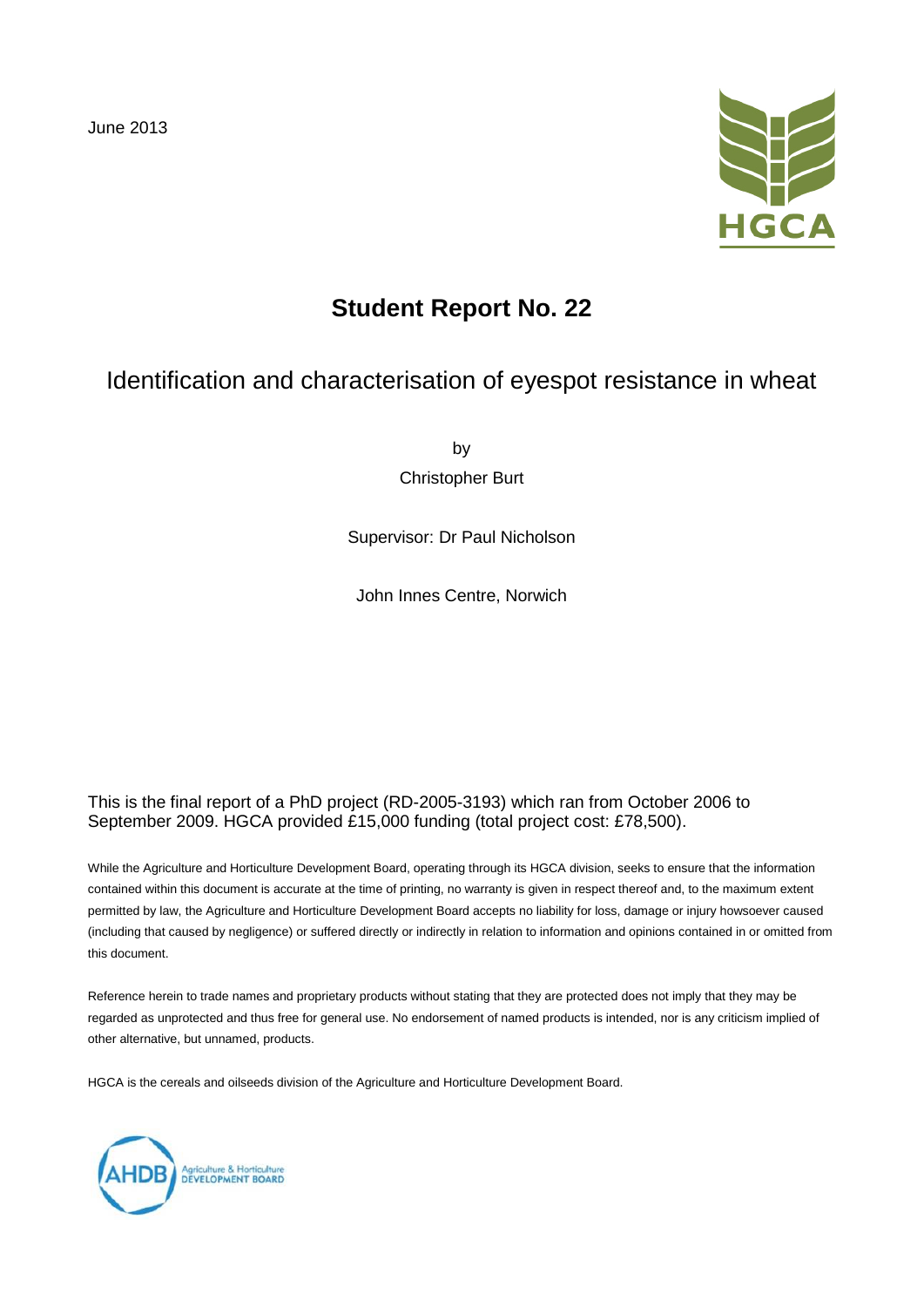June 2013

HGCA

# Student Report No. 22

## Identification and characterisation of eyespot resistance in wheat

by

Christopher Burt

Supervisor: Dr Paul Nicholson

John Innes Centre, Norwich

This is the final report of a PhD project (RD-2005-3193) which ran from October 2006 to September 2009. HGCA provided £15,000 funding (total project cost: £78,500).

While the Agriculture and Horticulture Development Board, operating through its HGCA division, seeks to ensure that the information contained within this document is accurate at the time of printing, no warranty is given in respect thereof and, to the maximum extent permitted by law, the Agriculture and Horticulture Development Board accepts no liability for loss, damage or injury howsoever caused (including that caused by negligence) or suffered directly or indirectly in relation to information and opinions contained in or omitted from this document.

Reference herein to trade names and proprietary products without stating that they are protected does not imply that they may be regarded as unprotected and thus free for general use. No endorsement of named products is intended, nor is any criticism implied of other alternative, but unnamed, products.

HGCA is the cereals and oilseeds division of the Agriculture and Horticulture Development Board.

AHDB Agriculture & Horticulture DEVELOPMENT BOARD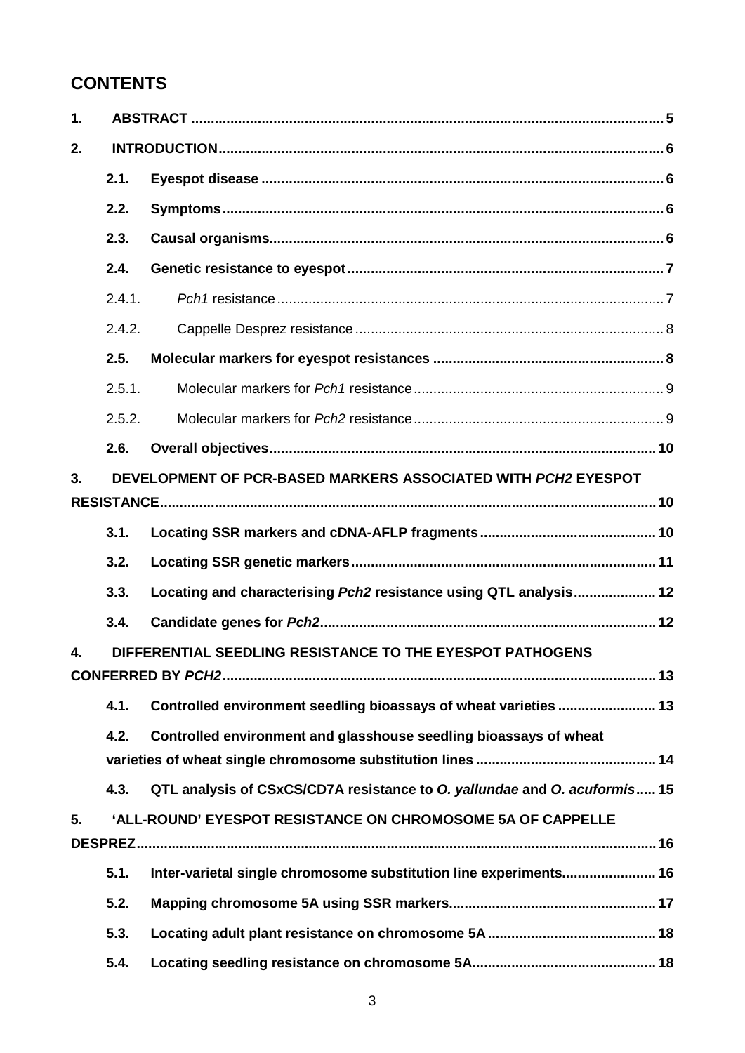# CONTENTS

**1. ABSTRACT** ..... 5

**2. INTRODUCTION** ..... 6

- **2.1. Eyespot disease** ..... 6
- **2.2. Symptoms** ..... 6
- **2.3. Causal organisms** ..... 6
- **2.4. Genetic resistance to eyespot** ..... 7
  - 2.4.1. *Pch1* resistance ..... 7
  - 2.4.2. Cappelle Desprez resistance ..... 8
- **2.5. Molecular markers for eyespot resistances** ..... 8
  - 2.5.1. Molecular markers for *Pch1* resistance ..... 9
  - 2.5.2. Molecular markers for *Pch2* resistance ..... 9
- **2.6. Overall objectives** ..... 10

**3. DEVELOPMENT OF PCR-BASED MARKERS ASSOCIATED WITH *PCH2* EYESPOT RESISTANCE** ..... 10

- **3.1. Locating SSR markers and cDNA-AFLP fragments** ..... 10
- **3.2. Locating SSR genetic markers** ..... 11
- **3.3. Locating and characterising *Pch2* resistance using QTL analysis** ..... 12
- **3.4. Candidate genes for *Pch2*** ..... 12

**4. DIFFERENTIAL SEEDLING RESISTANCE TO THE EYESPOT PATHOGENS CONFERRED BY *PCH2*** ..... 13

- **4.1. Controlled environment seedling bioassays of wheat varieties** ..... 13
- **4.2. Controlled environment and glasshouse seedling bioassays of wheat varieties of wheat single chromosome substitution lines** ..... 14
- **4.3. QTL analysis of CSxCS/CD7A resistance to *O. yallundae* and *O. acuformis*** ..... 15

**5. 'ALL-ROUND' EYESPOT RESISTANCE ON CHROMOSOME 5A OF CAPPELLE DESPREZ** ..... 16

- **5.1. Inter-varietal single chromosome substitution line experiments** ..... 16
- **5.2. Mapping chromosome 5A using SSR markers** ..... 17
- **5.3. Locating adult plant resistance on chromosome 5A** ..... 18
- **5.4. Locating seedling resistance on chromosome 5A** ..... 18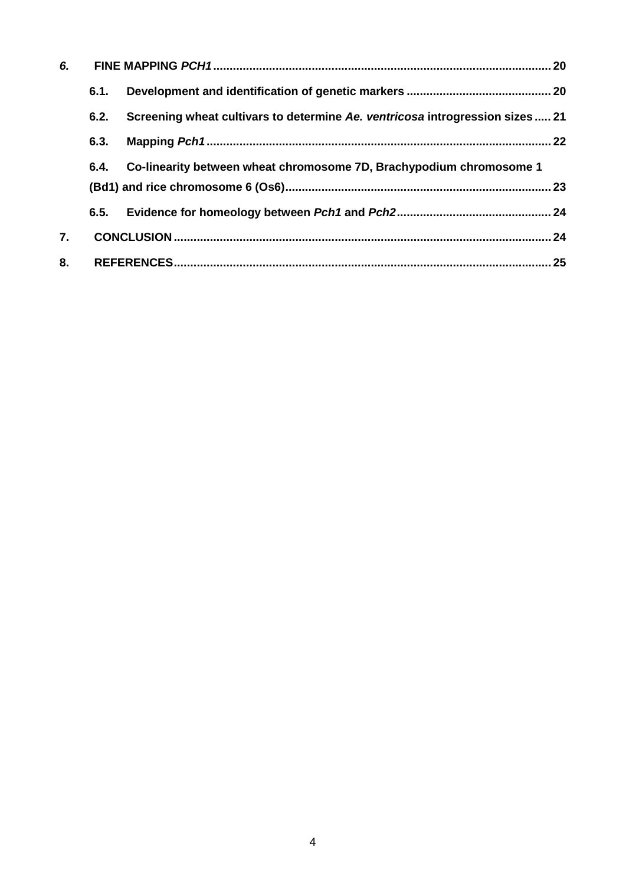6. **FINE MAPPING *PCH1*** .......... 20

- 6.1. **Development and identification of genetic markers** .......... 20
- 6.2. **Screening wheat cultivars to determine *Ae. ventricosa* introgression sizes** .......... 21
- 6.3. **Mapping *Pch1*** .......... 22
- 6.4. **Co-linearity between wheat chromosome 7D, Brachypodium chromosome 1 (Bd1) and rice chromosome 6 (Os6)** .......... 23
- 6.5. **Evidence for homeology between *Pch1* and *Pch2*** .......... 24

7. **CONCLUSION** .......... 24

8. **REFERENCES** .......... 25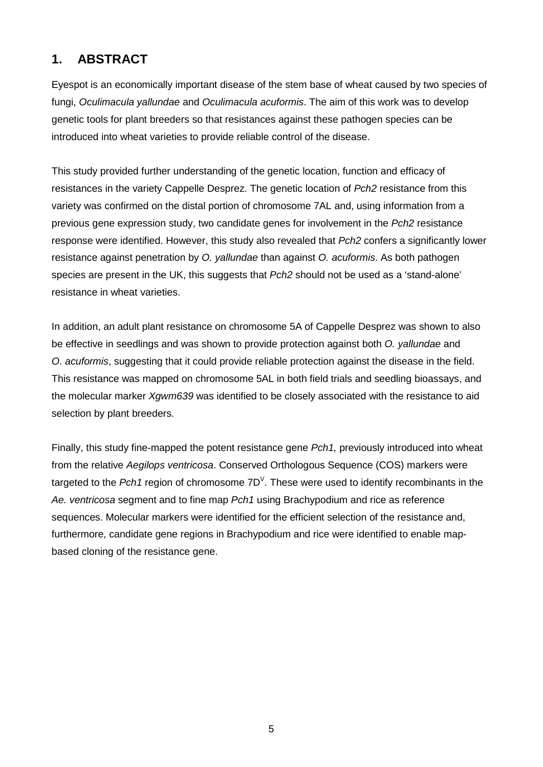## 1. ABSTRACT

Eyespot is an economically important disease of the stem base of wheat caused by two species of fungi, *Oculimacula yallundae* and *Oculimacula acuformis*. The aim of this work was to develop genetic tools for plant breeders so that resistances against these pathogen species can be introduced into wheat varieties to provide reliable control of the disease.

This study provided further understanding of the genetic location, function and efficacy of resistances in the variety Cappelle Desprez. The genetic location of *Pch2* resistance from this variety was confirmed on the distal portion of chromosome 7AL and, using information from a previous gene expression study, two candidate genes for involvement in the *Pch2* resistance response were identified. However, this study also revealed that *Pch2* confers a significantly lower resistance against penetration by *O. yallundae* than against *O. acuformis*. As both pathogen species are present in the UK, this suggests that *Pch2* should not be used as a 'stand-alone' resistance in wheat varieties.

In addition, an adult plant resistance on chromosome 5A of Cappelle Desprez was shown to also be effective in seedlings and was shown to provide protection against both *O. yallundae* and *O. acuformis*, suggesting that it could provide reliable protection against the disease in the field. This resistance was mapped on chromosome 5AL in both field trials and seedling bioassays, and the molecular marker *Xgwm639* was identified to be closely associated with the resistance to aid selection by plant breeders.

Finally, this study fine-mapped the potent resistance gene *Pch1,* previously introduced into wheat from the relative *Aegilops ventricosa*. Conserved Orthologous Sequence (COS) markers were targeted to the *Pch1* region of chromosome $7D^V$. These were used to identify recombinants in the *Ae. ventricosa* segment and to fine map *Pch1* using Brachypodium and rice as reference sequences. Molecular markers were identified for the efficient selection of the resistance and, furthermore, candidate gene regions in Brachypodium and rice were identified to enable map-based cloning of the resistance gene.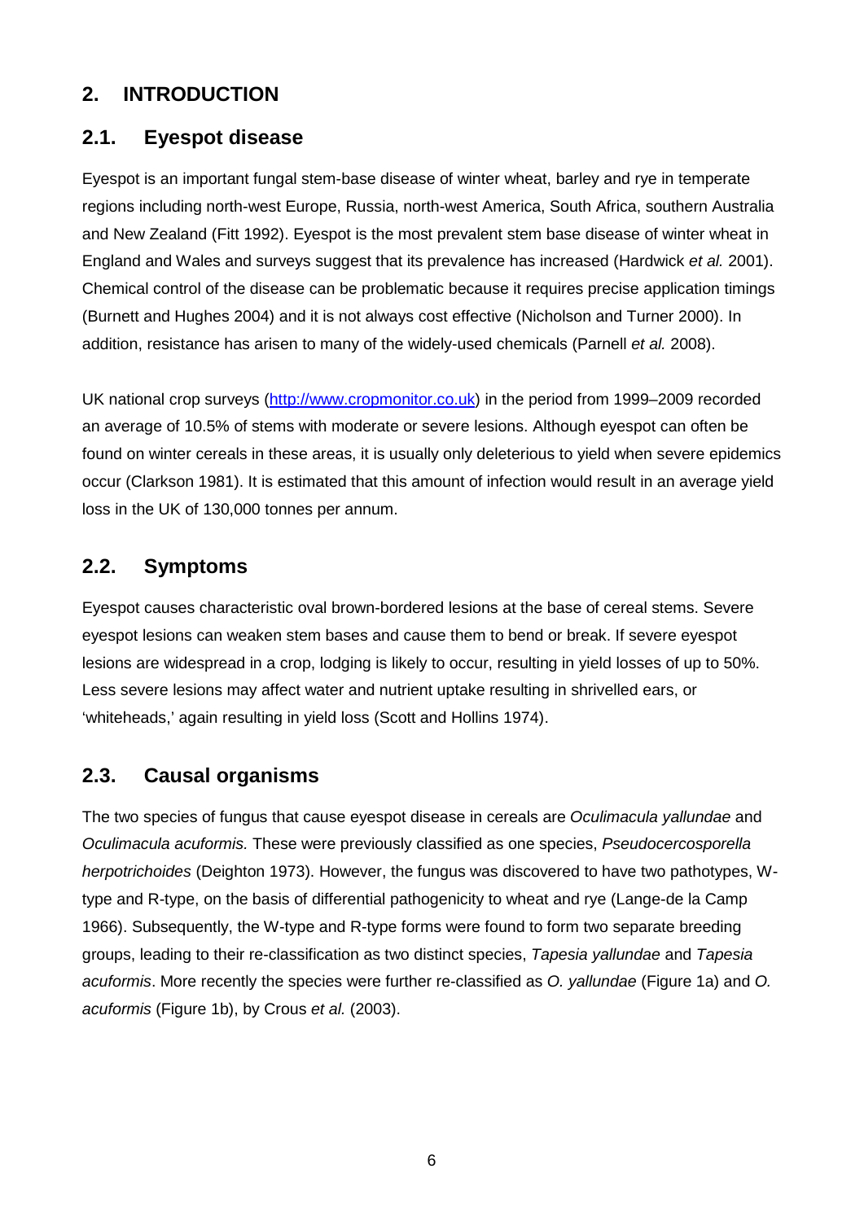## 2. INTRODUCTION

### 2.1. Eyespot disease

Eyespot is an important fungal stem-base disease of winter wheat, barley and rye in temperate regions including north-west Europe, Russia, north-west America, South Africa, southern Australia and New Zealand (Fitt 1992). Eyespot is the most prevalent stem base disease of winter wheat in England and Wales and surveys suggest that its prevalence has increased (Hardwick *et al.* 2001). Chemical control of the disease can be problematic because it requires precise application timings (Burnett and Hughes 2004) and it is not always cost effective (Nicholson and Turner 2000). In addition, resistance has arisen to many of the widely-used chemicals (Parnell *et al.* 2008).

UK national crop surveys ([http://www.cropmonitor.co.uk](http://www.cropmonitor.co.uk)) in the period from 1999–2009 recorded an average of 10.5% of stems with moderate or severe lesions. Although eyespot can often be found on winter cereals in these areas, it is usually only deleterious to yield when severe epidemics occur (Clarkson 1981). It is estimated that this amount of infection would result in an average yield loss in the UK of 130,000 tonnes per annum.

### 2.2. Symptoms

Eyespot causes characteristic oval brown-bordered lesions at the base of cereal stems. Severe eyespot lesions can weaken stem bases and cause them to bend or break. If severe eyespot lesions are widespread in a crop, lodging is likely to occur, resulting in yield losses of up to 50%. Less severe lesions may affect water and nutrient uptake resulting in shrivelled ears, or 'whiteheads,' again resulting in yield loss (Scott and Hollins 1974).

### 2.3. Causal organisms

The two species of fungus that cause eyespot disease in cereals are *Oculimacula yallundae* and *Oculimacula acuformis.* These were previously classified as one species, *Pseudocercosporella herpotrichoides* (Deighton 1973). However, the fungus was discovered to have two pathotypes, W-type and R-type, on the basis of differential pathogenicity to wheat and rye (Lange-de la Camp 1966). Subsequently, the W-type and R-type forms were found to form two separate breeding groups, leading to their re-classification as two distinct species, *Tapesia yallundae* and *Tapesia acuformis*. More recently the species were further re-classified as *O. yallundae* (Figure 1a) and *O. acuformis* (Figure 1b), by Crous *et al.* (2003).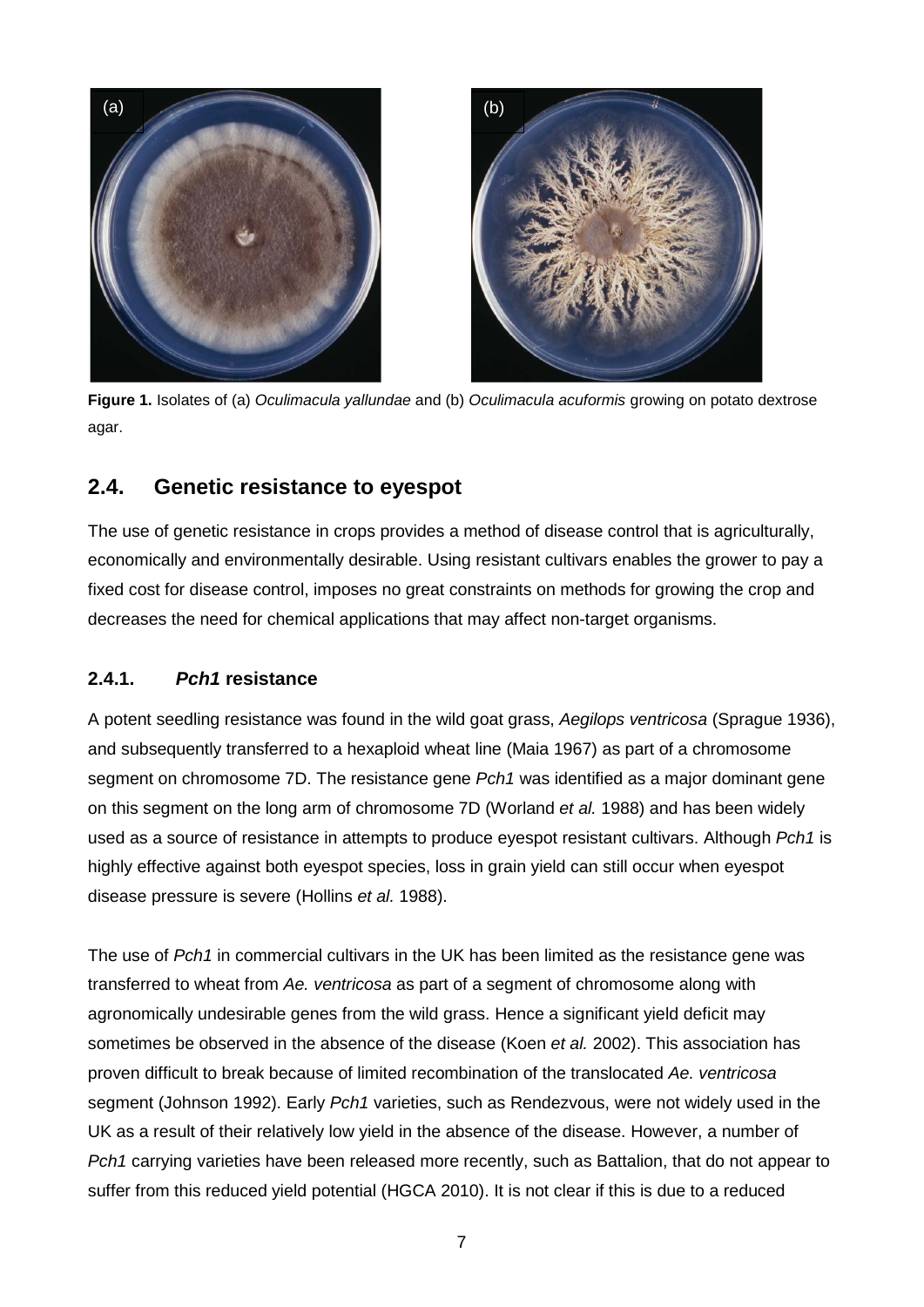**Figure 1.** Isolates of (a) *Oculimacula yallundae* and (b) *Oculimacula acuformis* growing on potato dextrose agar.

## 2.4. Genetic resistance to eyespot

The use of genetic resistance in crops provides a method of disease control that is agriculturally, economically and environmentally desirable. Using resistant cultivars enables the grower to pay a fixed cost for disease control, imposes no great constraints on methods for growing the crop and decreases the need for chemical applications that may affect non-target organisms.

### 2.4.1. *Pch1* resistance

A potent seedling resistance was found in the wild goat grass, *Aegilops ventricosa* (Sprague 1936), and subsequently transferred to a hexaploid wheat line (Maia 1967) as part of a chromosome segment on chromosome 7D. The resistance gene *Pch1* was identified as a major dominant gene on this segment on the long arm of chromosome 7D (Worland *et al.* 1988) and has been widely used as a source of resistance in attempts to produce eyespot resistant cultivars. Although *Pch1* is highly effective against both eyespot species, loss in grain yield can still occur when eyespot disease pressure is severe (Hollins *et al.* 1988).

The use of *Pch1* in commercial cultivars in the UK has been limited as the resistance gene was transferred to wheat from *Ae. ventricosa* as part of a segment of chromosome along with agronomically undesirable genes from the wild grass. Hence a significant yield deficit may sometimes be observed in the absence of the disease (Koen *et al.* 2002). This association has proven difficult to break because of limited recombination of the translocated *Ae. ventricosa* segment (Johnson 1992). Early *Pch1* varieties, such as Rendezvous, were not widely used in the UK as a result of their relatively low yield in the absence of the disease. However, a number of *Pch1* carrying varieties have been released more recently, such as Battalion, that do not appear to suffer from this reduced yield potential (HGCA 2010). It is not clear if this is due to a reduced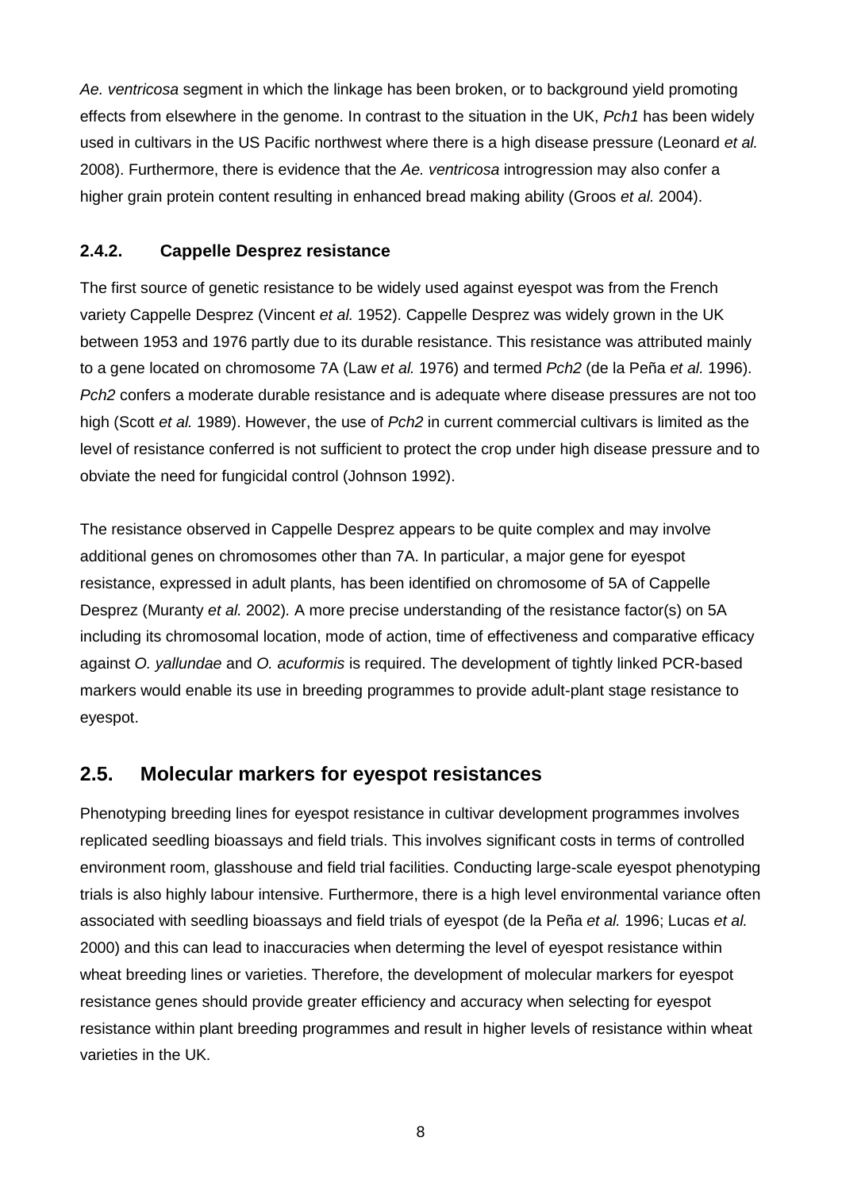*Ae. ventricosa* segment in which the linkage has been broken, or to background yield promoting effects from elsewhere in the genome. In contrast to the situation in the UK, *Pch1* has been widely used in cultivars in the US Pacific northwest where there is a high disease pressure (Leonard *et al.* 2008). Furthermore, there is evidence that the *Ae. ventricosa* introgression may also confer a higher grain protein content resulting in enhanced bread making ability (Groos *et al.* 2004).

### 2.4.2. Cappelle Desprez resistance

The first source of genetic resistance to be widely used against eyespot was from the French variety Cappelle Desprez (Vincent *et al.* 1952). Cappelle Desprez was widely grown in the UK between 1953 and 1976 partly due to its durable resistance. This resistance was attributed mainly to a gene located on chromosome 7A (Law *et al.* 1976) and termed *Pch2* (de la Peña *et al.* 1996). *Pch2* confers a moderate durable resistance and is adequate where disease pressures are not too high (Scott *et al.* 1989). However, the use of *Pch2* in current commercial cultivars is limited as the level of resistance conferred is not sufficient to protect the crop under high disease pressure and to obviate the need for fungicidal control (Johnson 1992).

The resistance observed in Cappelle Desprez appears to be quite complex and may involve additional genes on chromosomes other than 7A. In particular, a major gene for eyespot resistance, expressed in adult plants, has been identified on chromosome of 5A of Cappelle Desprez (Muranty *et al.* 2002). A more precise understanding of the resistance factor(s) on 5A including its chromosomal location, mode of action, time of effectiveness and comparative efficacy against *O. yallundae* and *O. acuformis* is required. The development of tightly linked PCR-based markers would enable its use in breeding programmes to provide adult-plant stage resistance to eyespot.

## 2.5. Molecular markers for eyespot resistances

Phenotyping breeding lines for eyespot resistance in cultivar development programmes involves replicated seedling bioassays and field trials. This involves significant costs in terms of controlled environment room, glasshouse and field trial facilities. Conducting large-scale eyespot phenotyping trials is also highly labour intensive. Furthermore, there is a high level environmental variance often associated with seedling bioassays and field trials of eyespot (de la Peña *et al.* 1996; Lucas *et al.* 2000) and this can lead to inaccuracies when determing the level of eyespot resistance within wheat breeding lines or varieties. Therefore, the development of molecular markers for eyespot resistance genes should provide greater efficiency and accuracy when selecting for eyespot resistance within plant breeding programmes and result in higher levels of resistance within wheat varieties in the UK.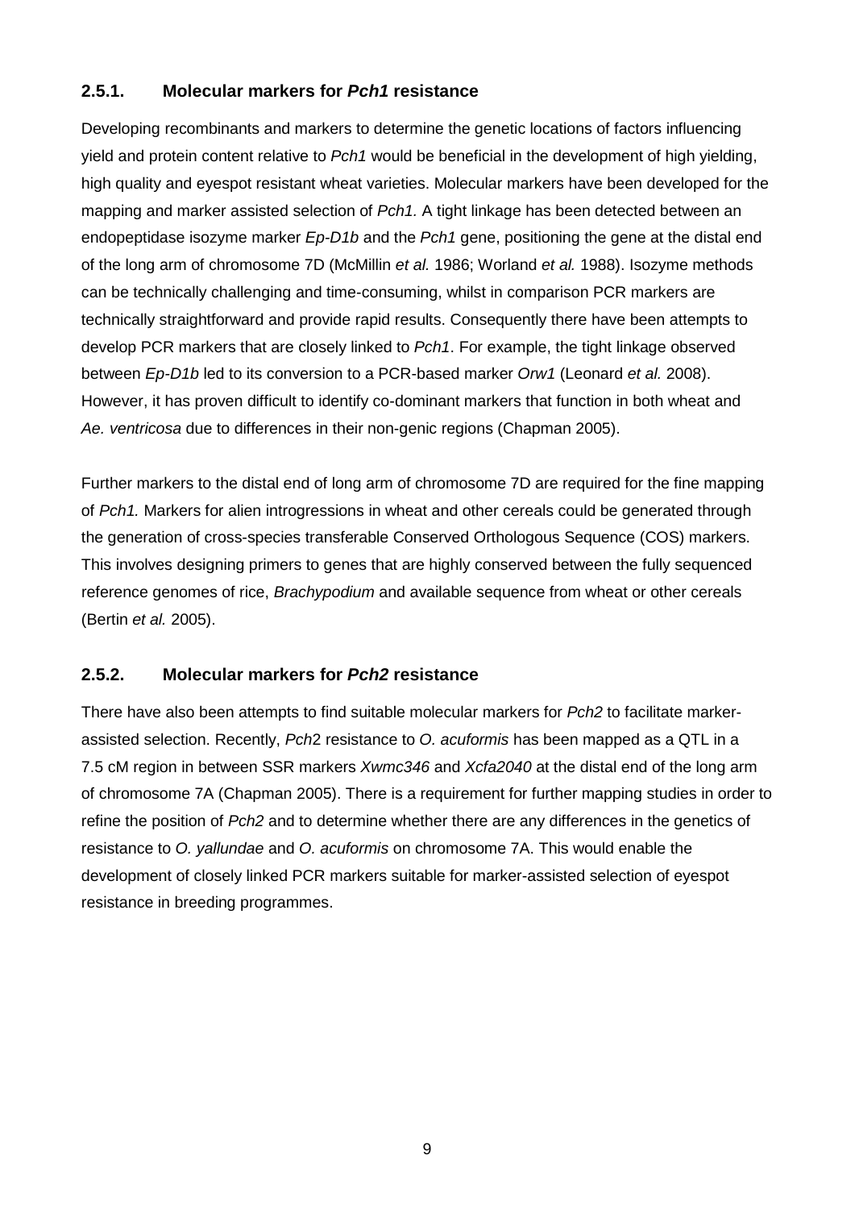### 2.5.1. Molecular markers for *Pch1* resistance

Developing recombinants and markers to determine the genetic locations of factors influencing yield and protein content relative to *Pch1* would be beneficial in the development of high yielding, high quality and eyespot resistant wheat varieties. Molecular markers have been developed for the mapping and marker assisted selection of *Pch1.* A tight linkage has been detected between an endopeptidase isozyme marker *Ep-D1b* and the *Pch1* gene, positioning the gene at the distal end of the long arm of chromosome 7D (McMillin *et al.* 1986; Worland *et al.* 1988). Isozyme methods can be technically challenging and time-consuming, whilst in comparison PCR markers are technically straightforward and provide rapid results. Consequently there have been attempts to develop PCR markers that are closely linked to *Pch1*. For example, the tight linkage observed between *Ep-D1b* led to its conversion to a PCR-based marker *Orw1* (Leonard *et al.* 2008). However, it has proven difficult to identify co-dominant markers that function in both wheat and *Ae. ventricosa* due to differences in their non-genic regions (Chapman 2005).

Further markers to the distal end of long arm of chromosome 7D are required for the fine mapping of *Pch1.* Markers for alien introgressions in wheat and other cereals could be generated through the generation of cross-species transferable Conserved Orthologous Sequence (COS) markers. This involves designing primers to genes that are highly conserved between the fully sequenced reference genomes of rice, *Brachypodium* and available sequence from wheat or other cereals (Bertin *et al.* 2005).

### 2.5.2. Molecular markers for *Pch2* resistance

There have also been attempts to find suitable molecular markers for *Pch2* to facilitate marker-assisted selection. Recently, *Pch*2 resistance to *O. acuformis* has been mapped as a QTL in a 7.5 cM region in between SSR markers *Xwmc346* and *Xcfa2040* at the distal end of the long arm of chromosome 7A (Chapman 2005). There is a requirement for further mapping studies in order to refine the position of *Pch2* and to determine whether there are any differences in the genetics of resistance to *O. yallundae* and *O. acuformis* on chromosome 7A. This would enable the development of closely linked PCR markers suitable for marker-assisted selection of eyespot resistance in breeding programmes.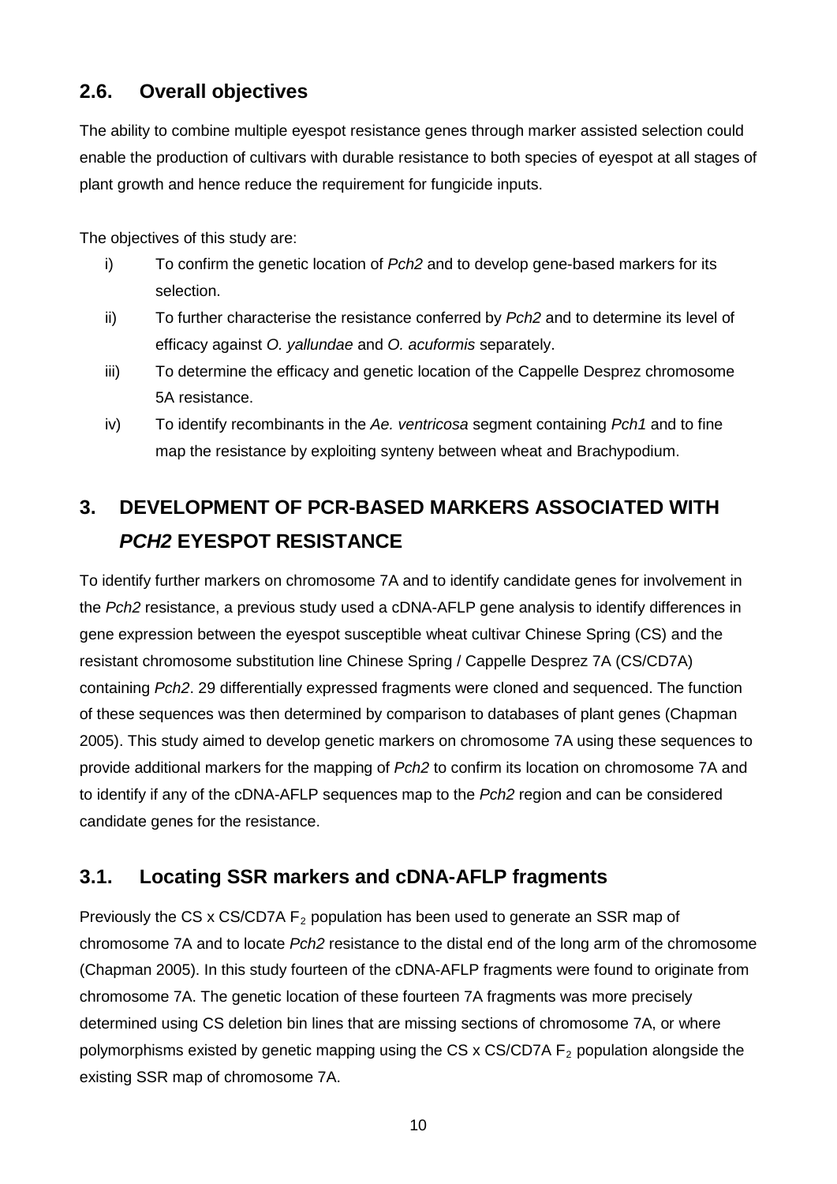## 2.6. Overall objectives

The ability to combine multiple eyespot resistance genes through marker assisted selection could enable the production of cultivars with durable resistance to both species of eyespot at all stages of plant growth and hence reduce the requirement for fungicide inputs.

The objectives of this study are:

i) To confirm the genetic location of *Pch2* and to develop gene-based markers for its selection.

ii) To further characterise the resistance conferred by *Pch2* and to determine its level of efficacy against *O. yallundae* and *O. acuformis* separately.

iii) To determine the efficacy and genetic location of the Cappelle Desprez chromosome 5A resistance.

iv) To identify recombinants in the *Ae. ventricosa* segment containing *Pch1* and to fine map the resistance by exploiting synteny between wheat and Brachypodium.

# 3. DEVELOPMENT OF PCR-BASED MARKERS ASSOCIATED WITH *PCH2* EYESPOT RESISTANCE

To identify further markers on chromosome 7A and to identify candidate genes for involvement in the *Pch2* resistance, a previous study used a cDNA-AFLP gene analysis to identify differences in gene expression between the eyespot susceptible wheat cultivar Chinese Spring (CS) and the resistant chromosome substitution line Chinese Spring / Cappelle Desprez 7A (CS/CD7A) containing *Pch2*. 29 differentially expressed fragments were cloned and sequenced. The function of these sequences was then determined by comparison to databases of plant genes (Chapman 2005). This study aimed to develop genetic markers on chromosome 7A using these sequences to provide additional markers for the mapping of *Pch2* to confirm its location on chromosome 7A and to identify if any of the cDNA-AFLP sequences map to the *Pch2* region and can be considered candidate genes for the resistance.

## 3.1. Locating SSR markers and cDNA-AFLP fragments

Previously the CS x CS/CD7A $F_2$ population has been used to generate an SSR map of chromosome 7A and to locate *Pch2* resistance to the distal end of the long arm of the chromosome (Chapman 2005). In this study fourteen of the cDNA-AFLP fragments were found to originate from chromosome 7A. The genetic location of these fourteen 7A fragments was more precisely determined using CS deletion bin lines that are missing sections of chromosome 7A, or where polymorphisms existed by genetic mapping using the CS x CS/CD7A $F_2$ population alongside the existing SSR map of chromosome 7A.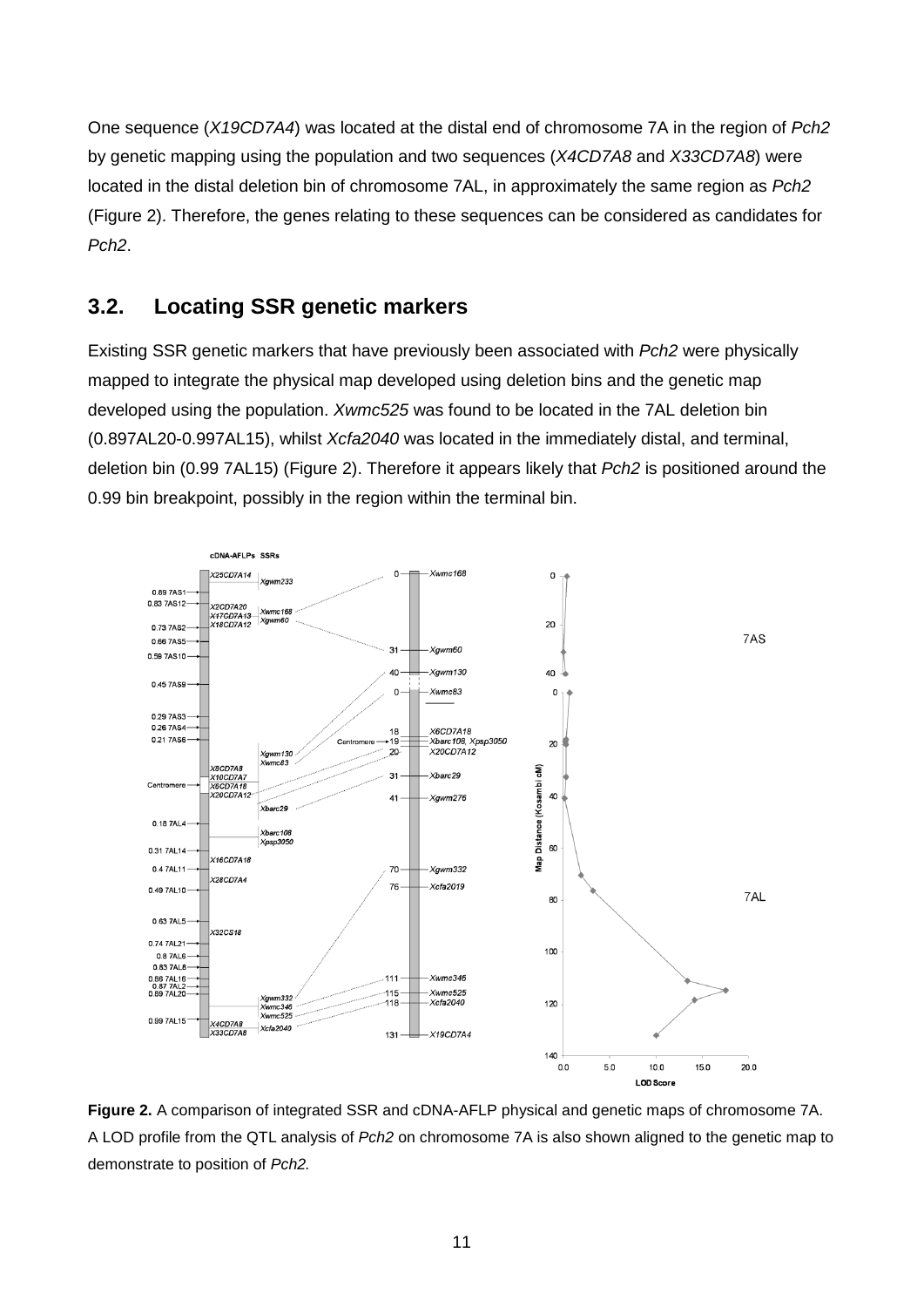One sequence (*X19CD7A4*) was located at the distal end of chromosome 7A in the region of *Pch2* by genetic mapping using the population and two sequences (*X4CD7A8* and *X33CD7A8*) were located in the distal deletion bin of chromosome 7AL, in approximately the same region as *Pch2* (Figure 2). Therefore, the genes relating to these sequences can be considered as candidates for *Pch2*.

## 3.2. Locating SSR genetic markers

Existing SSR genetic markers that have previously been associated with *Pch2* were physically mapped to integrate the physical map developed using deletion bins and the genetic map developed using the population. *Xwmc525* was found to be located in the 7AL deletion bin (0.897AL20-0.997AL15), whilst *Xcfa2040* was located in the immediately distal, and terminal, deletion bin (0.99 7AL15) (Figure 2). Therefore it appears likely that *Pch2* is positioned around the 0.99 bin breakpoint, possibly in the region within the terminal bin.

**Figure 2.** A comparison of integrated SSR and cDNA-AFLP physical and genetic maps of chromosome 7A. A LOD profile from the QTL analysis of *Pch2* on chromosome 7A is also shown aligned to the genetic map to demonstrate to position of *Pch2.*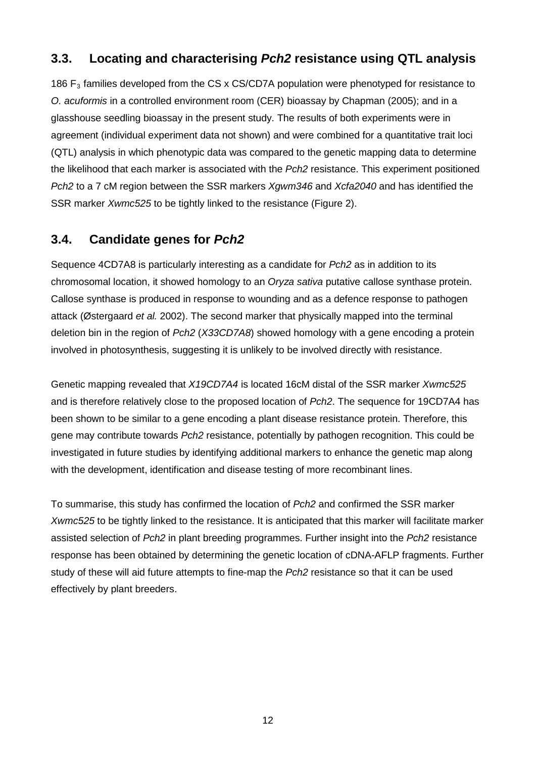## 3.3. Locating and characterising *Pch2* resistance using QTL analysis

186 $F_3$ families developed from the CS x CS/CD7A population were phenotyped for resistance to *O. acuformis* in a controlled environment room (CER) bioassay by Chapman (2005); and in a glasshouse seedling bioassay in the present study. The results of both experiments were in agreement (individual experiment data not shown) and were combined for a quantitative trait loci (QTL) analysis in which phenotypic data was compared to the genetic mapping data to determine the likelihood that each marker is associated with the *Pch2* resistance. This experiment positioned *Pch2* to a 7 cM region between the SSR markers *Xgwm346* and *Xcfa2040* and has identified the SSR marker *Xwmc525* to be tightly linked to the resistance (Figure 2).

## 3.4. Candidate genes for *Pch2*

Sequence 4CD7A8 is particularly interesting as a candidate for *Pch2* as in addition to its chromosomal location, it showed homology to an *Oryza sativa* putative callose synthase protein. Callose synthase is produced in response to wounding and as a defence response to pathogen attack (Østergaard *et al.* 2002). The second marker that physically mapped into the terminal deletion bin in the region of *Pch2* (*X33CD7A8*) showed homology with a gene encoding a protein involved in photosynthesis, suggesting it is unlikely to be involved directly with resistance.

Genetic mapping revealed that *X19CD7A4* is located 16cM distal of the SSR marker *Xwmc525* and is therefore relatively close to the proposed location of *Pch2*. The sequence for 19CD7A4 has been shown to be similar to a gene encoding a plant disease resistance protein. Therefore, this gene may contribute towards *Pch2* resistance, potentially by pathogen recognition. This could be investigated in future studies by identifying additional markers to enhance the genetic map along with the development, identification and disease testing of more recombinant lines.

To summarise, this study has confirmed the location of *Pch2* and confirmed the SSR marker *Xwmc525* to be tightly linked to the resistance. It is anticipated that this marker will facilitate marker assisted selection of *Pch2* in plant breeding programmes. Further insight into the *Pch2* resistance response has been obtained by determining the genetic location of cDNA-AFLP fragments. Further study of these will aid future attempts to fine-map the *Pch2* resistance so that it can be used effectively by plant breeders.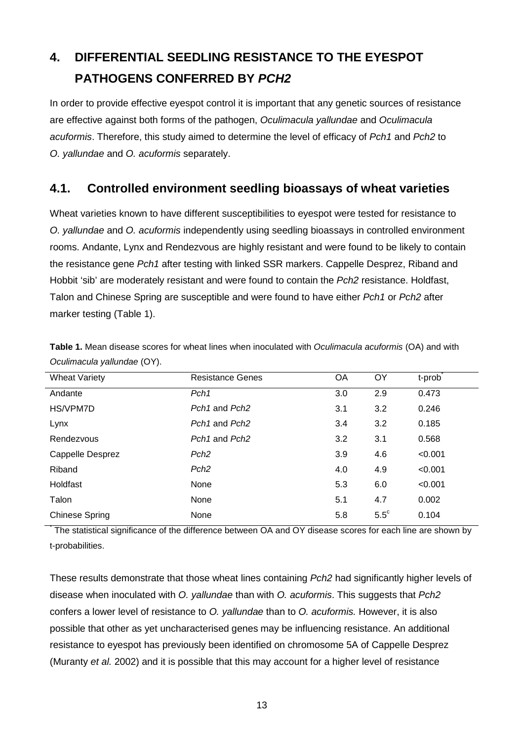# 4. DIFFERENTIAL SEEDLING RESISTANCE TO THE EYESPOT PATHOGENS CONFERRED BY *PCH2*

In order to provide effective eyespot control it is important that any genetic sources of resistance are effective against both forms of the pathogen, *Oculimacula yallundae* and *Oculimacula acuformis*. Therefore, this study aimed to determine the level of efficacy of *Pch1* and *Pch2* to *O. yallundae* and *O. acuformis* separately.

## 4.1. Controlled environment seedling bioassays of wheat varieties

Wheat varieties known to have different susceptibilities to eyespot were tested for resistance to *O. yallundae* and *O. acuformis* independently using seedling bioassays in controlled environment rooms. Andante, Lynx and Rendezvous are highly resistant and were found to be likely to contain the resistance gene *Pch1* after testing with linked SSR markers. Cappelle Desprez, Riband and Hobbit 'sib' are moderately resistant and were found to contain the *Pch2* resistance. Holdfast, Talon and Chinese Spring are susceptible and were found to have either *Pch1* or *Pch2* after marker testing (Table 1).

**Table 1.** Mean disease scores for wheat lines when inoculated with *Oculimacula acuformis* (OA) and with *Oculimacula yallundae* (OY).

| Wheat Variety | Resistance Genes | OA | OY | t-prob* |
|---|---|---|---|---|
| Andante | *Pch1* | 3.0 | 2.9 | 0.473 |
| HS/VPM7D | *Pch1* and *Pch2* | 3.1 | 3.2 | 0.246 |
| Lynx | *Pch1* and *Pch2* | 3.4 | 3.2 | 0.185 |
| Rendezvous | *Pch1* and *Pch2* | 3.2 | 3.1 | 0.568 |
| Cappelle Desprez | *Pch2* | 3.9 | 4.6 | <0.001 |
| Riband | *Pch2* | 4.0 | 4.9 | <0.001 |
| Holdfast | None | 5.3 | 6.0 | <0.001 |
| Talon | None | 5.1 | 4.7 | 0.002 |
| Chinese Spring | None | 5.8 | 5.5[c] | 0.104 |

\* The statistical significance of the difference between OA and OY disease scores for each line are shown by t-probabilities.

These results demonstrate that those wheat lines containing *Pch2* had significantly higher levels of disease when inoculated with *O. yallundae* than with *O. acuformis*. This suggests that *Pch2* confers a lower level of resistance to *O. yallundae* than to *O. acuformis.* However, it is also possible that other as yet uncharacterised genes may be influencing resistance. An additional resistance to eyespot has previously been identified on chromosome 5A of Cappelle Desprez (Muranty *et al.* 2002) and it is possible that this may account for a higher level of resistance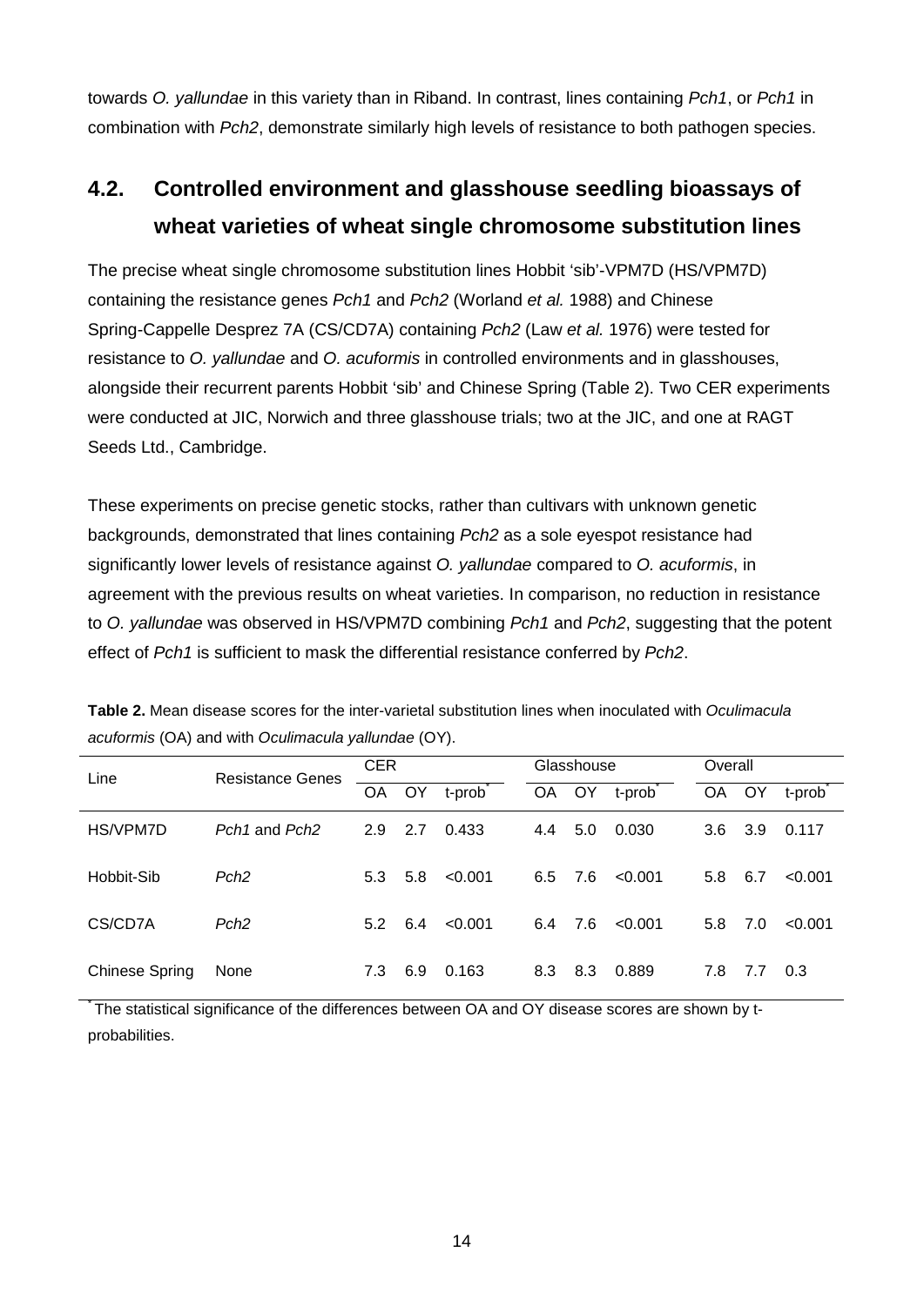towards *O. yallundae* in this variety than in Riband. In contrast, lines containing *Pch1*, or *Pch1* in combination with *Pch2*, demonstrate similarly high levels of resistance to both pathogen species.

## 4.2. Controlled environment and glasshouse seedling bioassays of wheat varieties of wheat single chromosome substitution lines

The precise wheat single chromosome substitution lines Hobbit 'sib'-VPM7D (HS/VPM7D) containing the resistance genes *Pch1* and *Pch2* (Worland *et al.* 1988) and Chinese Spring-Cappelle Desprez 7A (CS/CD7A) containing *Pch2* (Law *et al.* 1976) were tested for resistance to *O. yallundae* and *O. acuformis* in controlled environments and in glasshouses, alongside their recurrent parents Hobbit 'sib' and Chinese Spring (Table 2). Two CER experiments were conducted at JIC, Norwich and three glasshouse trials; two at the JIC, and one at RAGT Seeds Ltd., Cambridge.

These experiments on precise genetic stocks, rather than cultivars with unknown genetic backgrounds, demonstrated that lines containing *Pch2* as a sole eyespot resistance had significantly lower levels of resistance against *O. yallundae* compared to *O. acuformis*, in agreement with the previous results on wheat varieties. In comparison, no reduction in resistance to *O. yallundae* was observed in HS/VPM7D combining *Pch1* and *Pch2*, suggesting that the potent effect of *Pch1* is sufficient to mask the differential resistance conferred by *Pch2*.

**Table 2.** Mean disease scores for the inter-varietal substitution lines when inoculated with *Oculimacula acuformis* (OA) and with *Oculimacula yallundae* (OY).

| Line | Resistance Genes | CER | | | Glasshouse | | | Overall | | |
|---|---|---|---|---|---|---|---|---|---|---|
| | | OA | OY | t-prob* | OA | OY | t-prob* | OA | OY | t-prob* |
| HS/VPM7D | *Pch1* and *Pch2* | 2.9 | 2.7 | 0.433 | 4.4 | 5.0 | 0.030 | 3.6 | 3.9 | 0.117 |
| Hobbit-Sib | *Pch2* | 5.3 | 5.8 | <0.001 | 6.5 | 7.6 | <0.001 | 5.8 | 6.7 | <0.001 |
| CS/CD7A | *Pch2* | 5.2 | 6.4 | <0.001 | 6.4 | 7.6 | <0.001 | 5.8 | 7.0 | <0.001 |
| Chinese Spring | None | 7.3 | 6.9 | 0.163 | 8.3 | 8.3 | 0.889 | 7.8 | 7.7 | 0.3 |

*The statistical significance of the differences between OA and OY disease scores are shown by t-probabilities.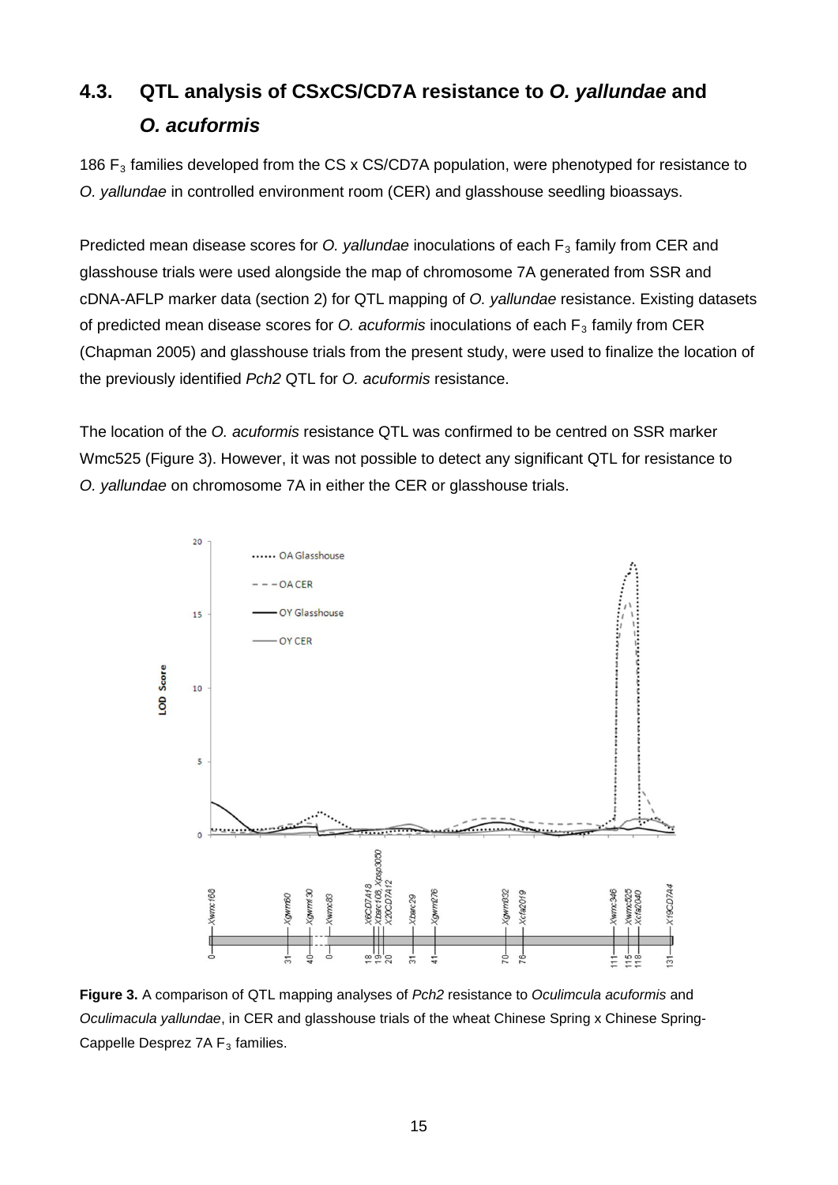## 4.3. QTL analysis of CSxCS/CD7A resistance to *O. yallundae* and *O. acuformis*

186 $F_3$ families developed from the CS x CS/CD7A population, were phenotyped for resistance to *O. yallundae* in controlled environment room (CER) and glasshouse seedling bioassays.

Predicted mean disease scores for *O. yallundae* inoculations of each $F_3$ family from CER and glasshouse trials were used alongside the map of chromosome 7A generated from SSR and cDNA-AFLP marker data (section 2) for QTL mapping of *O. yallundae* resistance. Existing datasets of predicted mean disease scores for *O. acuformis* inoculations of each $F_3$ family from CER (Chapman 2005) and glasshouse trials from the present study, were used to finalize the location of the previously identified *Pch2* QTL for *O. acuformis* resistance.

The location of the *O. acuformis* resistance QTL was confirmed to be centred on SSR marker Wmc525 (Figure 3). However, it was not possible to detect any significant QTL for resistance to *O. yallundae* on chromosome 7A in either the CER or glasshouse trials.

**Figure 3.** A comparison of QTL mapping analyses of *Pch2* resistance to *Oculimcula acuformis* and *Oculimacula yallundae*, in CER and glasshouse trials of the wheat Chinese Spring x Chinese Spring-Cappelle Desprez 7A $F_3$ families.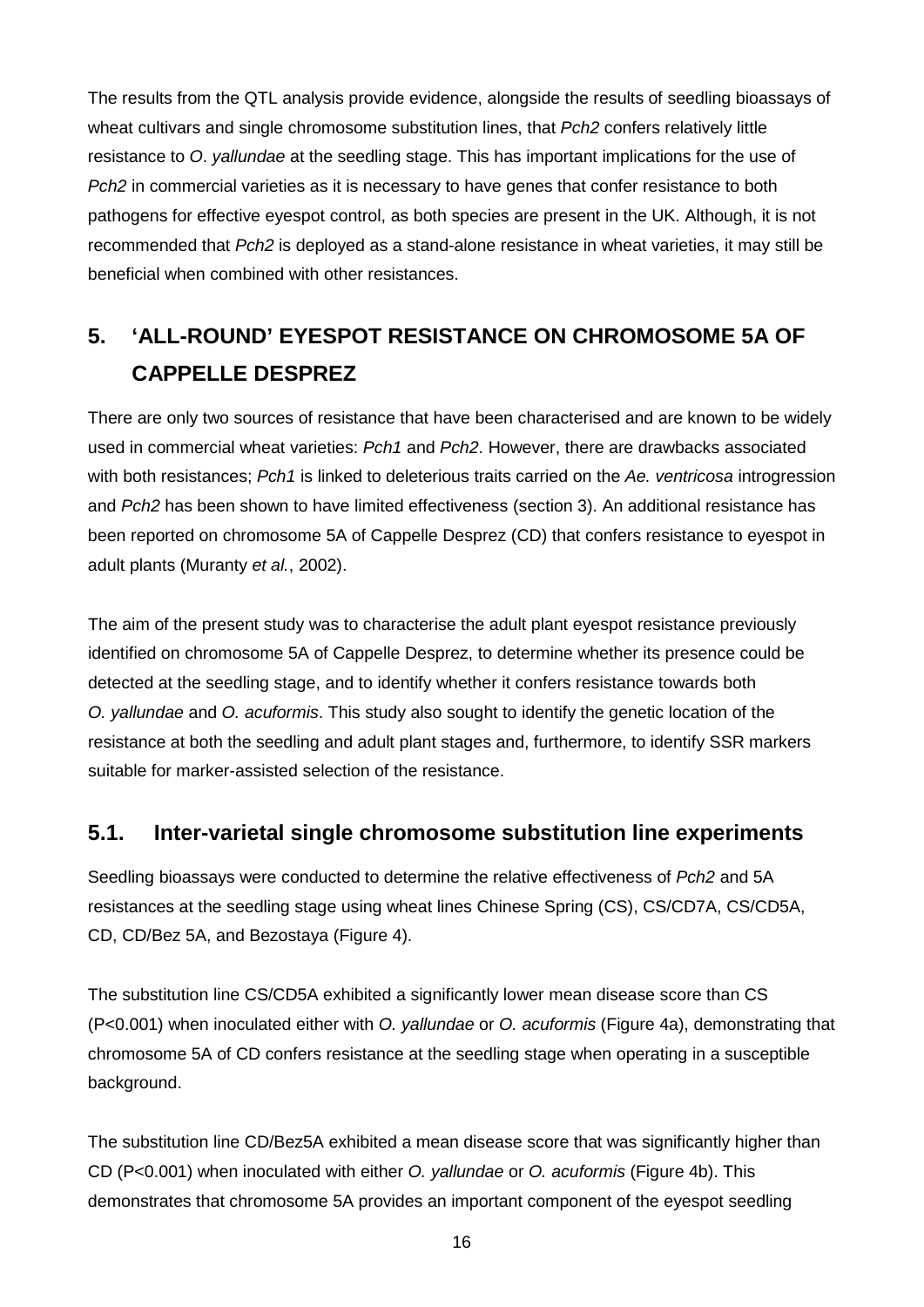The results from the QTL analysis provide evidence, alongside the results of seedling bioassays of wheat cultivars and single chromosome substitution lines, that *Pch2* confers relatively little resistance to *O*. *yallundae* at the seedling stage. This has important implications for the use of *Pch2* in commercial varieties as it is necessary to have genes that confer resistance to both pathogens for effective eyespot control, as both species are present in the UK. Although, it is not recommended that *Pch2* is deployed as a stand-alone resistance in wheat varieties, it may still be beneficial when combined with other resistances.

## 5. 'ALL-ROUND' EYESPOT RESISTANCE ON CHROMOSOME 5A OF CAPPELLE DESPREZ

There are only two sources of resistance that have been characterised and are known to be widely used in commercial wheat varieties: *Pch1* and *Pch2*. However, there are drawbacks associated with both resistances; *Pch1* is linked to deleterious traits carried on the *Ae. ventricosa* introgression and *Pch2* has been shown to have limited effectiveness (section 3). An additional resistance has been reported on chromosome 5A of Cappelle Desprez (CD) that confers resistance to eyespot in adult plants (Muranty *et al.*, 2002).

The aim of the present study was to characterise the adult plant eyespot resistance previously identified on chromosome 5A of Cappelle Desprez, to determine whether its presence could be detected at the seedling stage, and to identify whether it confers resistance towards both *O. yallundae* and *O. acuformis*. This study also sought to identify the genetic location of the resistance at both the seedling and adult plant stages and, furthermore, to identify SSR markers suitable for marker-assisted selection of the resistance.

### 5.1. Inter-varietal single chromosome substitution line experiments

Seedling bioassays were conducted to determine the relative effectiveness of *Pch2* and 5A resistances at the seedling stage using wheat lines Chinese Spring (CS), CS/CD7A, CS/CD5A, CD, CD/Bez 5A, and Bezostaya (Figure 4).

The substitution line CS/CD5A exhibited a significantly lower mean disease score than CS ($P<0.001$) when inoculated either with *O. yallundae* or *O. acuformis* (Figure 4a), demonstrating that chromosome 5A of CD confers resistance at the seedling stage when operating in a susceptible background.

The substitution line CD/Bez5A exhibited a mean disease score that was significantly higher than CD ($P<0.001$) when inoculated with either *O. yallundae* or *O. acuformis* (Figure 4b). This demonstrates that chromosome 5A provides an important component of the eyespot seedling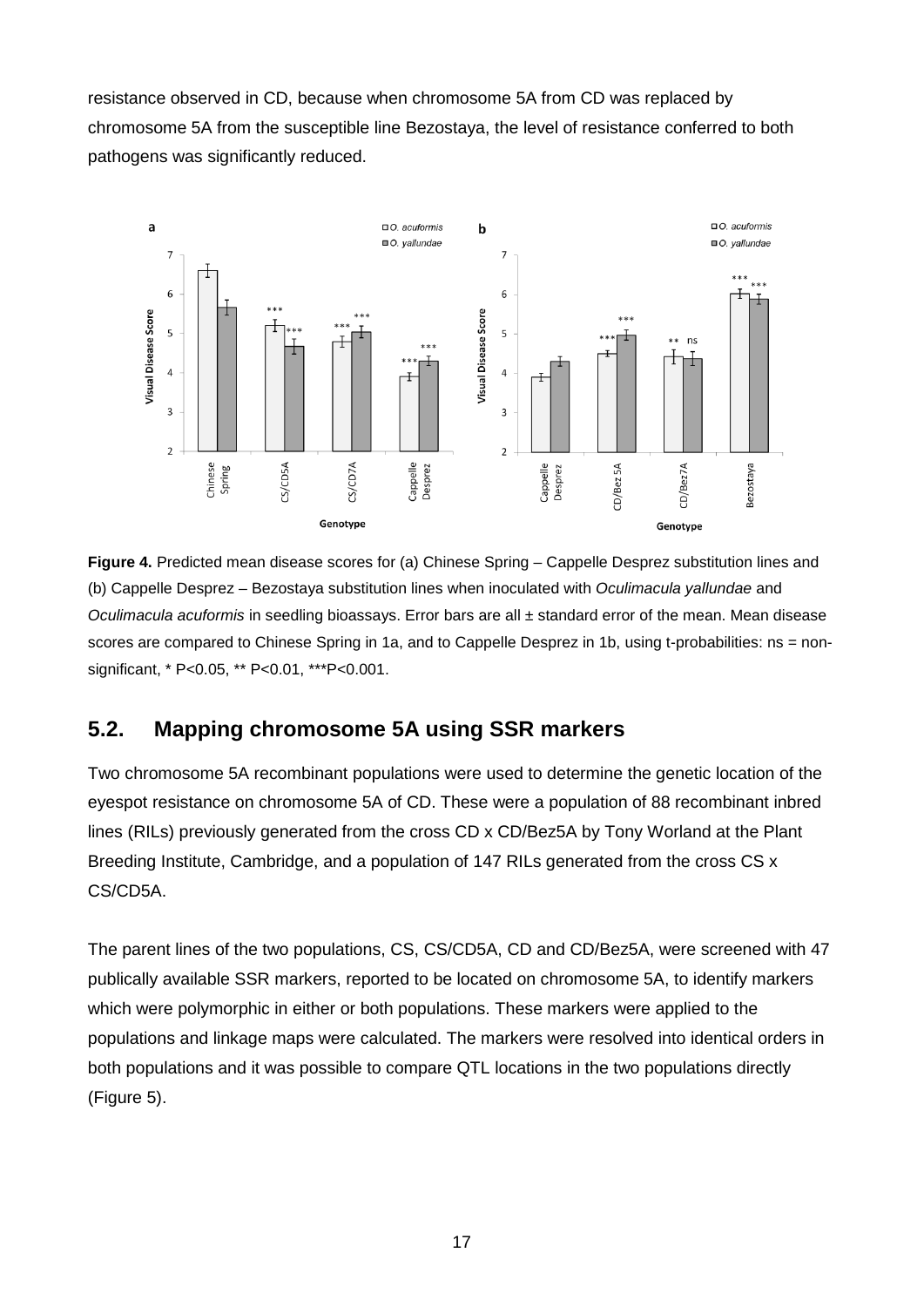resistance observed in CD, because when chromosome 5A from CD was replaced by chromosome 5A from the susceptible line Bezostaya, the level of resistance conferred to both pathogens was significantly reduced.

**Figure 4.** Predicted mean disease scores for (a) Chinese Spring – Cappelle Desprez substitution lines and (b) Cappelle Desprez – Bezostaya substitution lines when inoculated with *Oculimacula yallundae* and *Oculimacula acuformis* in seedling bioassays. Error bars are all ± standard error of the mean. Mean disease scores are compared to Chinese Spring in 1a, and to Cappelle Desprez in 1b, using t-probabilities: ns = non-significant, * P<0.05, ** P<0.01, ***P<0.001.

## 5.2. Mapping chromosome 5A using SSR markers

Two chromosome 5A recombinant populations were used to determine the genetic location of the eyespot resistance on chromosome 5A of CD. These were a population of 88 recombinant inbred lines (RILs) previously generated from the cross CD x CD/Bez5A by Tony Worland at the Plant Breeding Institute, Cambridge, and a population of 147 RILs generated from the cross CS x CS/CD5A.

The parent lines of the two populations, CS, CS/CD5A, CD and CD/Bez5A, were screened with 47 publically available SSR markers, reported to be located on chromosome 5A, to identify markers which were polymorphic in either or both populations. These markers were applied to the populations and linkage maps were calculated. The markers were resolved into identical orders in both populations and it was possible to compare QTL locations in the two populations directly (Figure 5).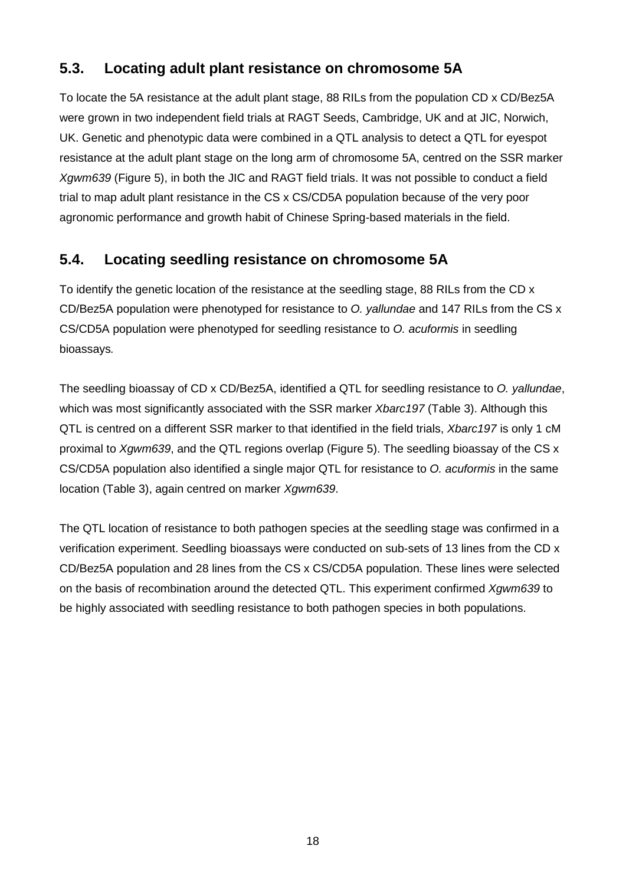## 5.3. Locating adult plant resistance on chromosome 5A

To locate the 5A resistance at the adult plant stage, 88 RILs from the population CD x CD/Bez5A were grown in two independent field trials at RAGT Seeds, Cambridge, UK and at JIC, Norwich, UK. Genetic and phenotypic data were combined in a QTL analysis to detect a QTL for eyespot resistance at the adult plant stage on the long arm of chromosome 5A, centred on the SSR marker *Xgwm639* (Figure 5), in both the JIC and RAGT field trials. It was not possible to conduct a field trial to map adult plant resistance in the CS x CS/CD5A population because of the very poor agronomic performance and growth habit of Chinese Spring-based materials in the field.

## 5.4. Locating seedling resistance on chromosome 5A

To identify the genetic location of the resistance at the seedling stage, 88 RILs from the CD x CD/Bez5A population were phenotyped for resistance to *O. yallundae* and 147 RILs from the CS x CS/CD5A population were phenotyped for seedling resistance to *O. acuformis* in seedling bioassays*.*

The seedling bioassay of CD x CD/Bez5A, identified a QTL for seedling resistance to *O. yallundae*, which was most significantly associated with the SSR marker *Xbarc197* (Table 3). Although this QTL is centred on a different SSR marker to that identified in the field trials, *Xbarc197* is only 1 cM proximal to *Xgwm639*, and the QTL regions overlap (Figure 5). The seedling bioassay of the CS x CS/CD5A population also identified a single major QTL for resistance to *O. acuformis* in the same location (Table 3), again centred on marker *Xgwm639*.

The QTL location of resistance to both pathogen species at the seedling stage was confirmed in a verification experiment. Seedling bioassays were conducted on sub-sets of 13 lines from the CD x CD/Bez5A population and 28 lines from the CS x CS/CD5A population. These lines were selected on the basis of recombination around the detected QTL. This experiment confirmed *Xgwm639* to be highly associated with seedling resistance to both pathogen species in both populations.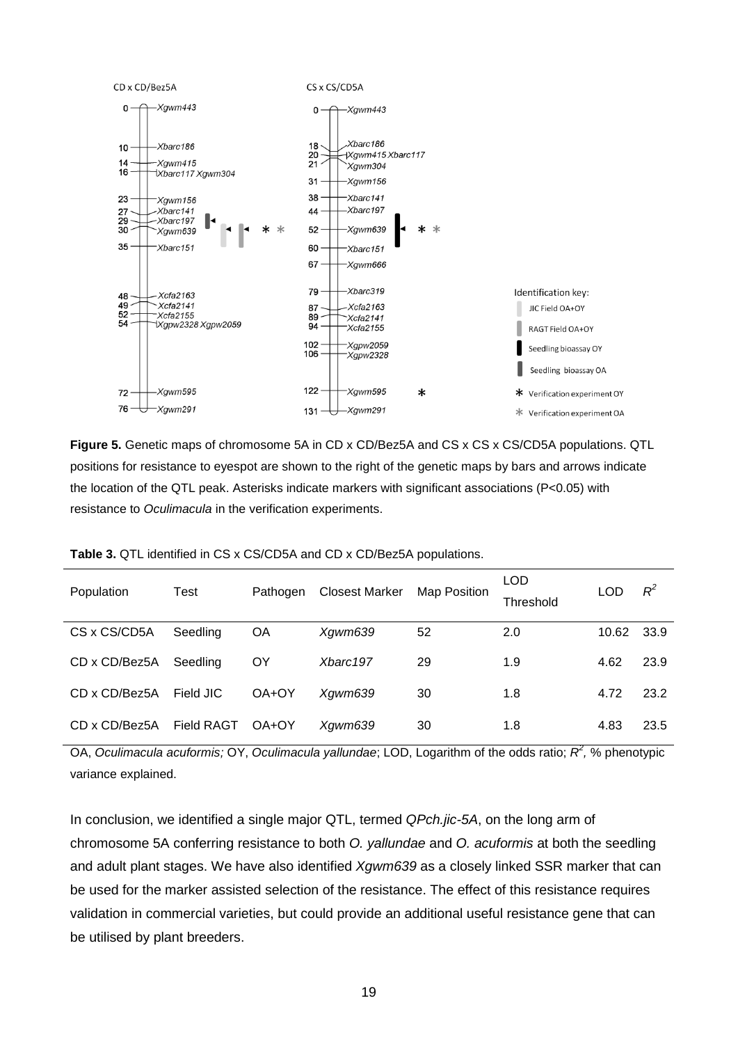**Figure 5.** Genetic maps of chromosome 5A in CD x CD/Bez5A and CS x CS x CS/CD5A populations. QTL positions for resistance to eyespot are shown to the right of the genetic maps by bars and arrows indicate the location of the QTL peak. Asterisks indicate markers with significant associations (P<0.05) with resistance to *Oculimacula* in the verification experiments.

**Table 3.** QTL identified in CS x CS/CD5A and CD x CD/Bez5A populations.

| Population | Test | Pathogen | Closest Marker | Map Position | LOD Threshold | LOD | $R^2$ |
|---|---|---|---|---|---|---|---|
| CS x CS/CD5A | Seedling | OA | *Xgwm639* | 52 | 2.0 | 10.62 | 33.9 |
| CD x CD/Bez5A | Seedling | OY | *Xbarc197* | 29 | 1.9 | 4.62 | 23.9 |
| CD x CD/Bez5A | Field JIC | OA+OY | *Xgwm639* | 30 | 1.8 | 4.72 | 23.2 |
| CD x CD/Bez5A | Field RAGT | OA+OY | *Xgwm639* | 30 | 1.8 | 4.83 | 23.5 |

OA, *Oculimacula acuformis;* OY, *Oculimacula yallundae*; LOD, Logarithm of the odds ratio; $R^2$, % phenotypic variance explained.

In conclusion, we identified a single major QTL, termed *QPch.jic-5A*, on the long arm of chromosome 5A conferring resistance to both *O. yallundae* and *O. acuformis* at both the seedling and adult plant stages. We have also identified *Xgwm639* as a closely linked SSR marker that can be used for the marker assisted selection of the resistance. The effect of this resistance requires validation in commercial varieties, but could provide an additional useful resistance gene that can be utilised by plant breeders.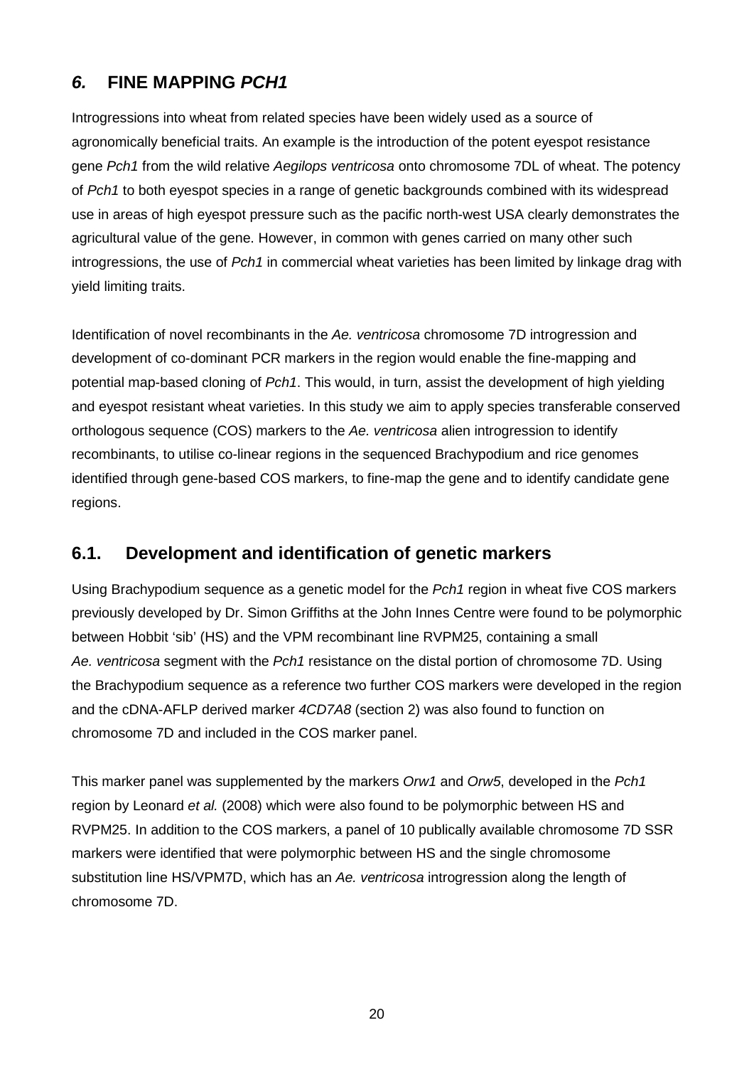## *6.* FINE MAPPING *PCH1*

Introgressions into wheat from related species have been widely used as a source of agronomically beneficial traits. An example is the introduction of the potent eyespot resistance gene *Pch1* from the wild relative *Aegilops ventricosa* onto chromosome 7DL of wheat. The potency of *Pch1* to both eyespot species in a range of genetic backgrounds combined with its widespread use in areas of high eyespot pressure such as the pacific north-west USA clearly demonstrates the agricultural value of the gene. However, in common with genes carried on many other such introgressions, the use of *Pch1* in commercial wheat varieties has been limited by linkage drag with yield limiting traits.

Identification of novel recombinants in the *Ae. ventricosa* chromosome 7D introgression and development of co-dominant PCR markers in the region would enable the fine-mapping and potential map-based cloning of *Pch1*. This would, in turn, assist the development of high yielding and eyespot resistant wheat varieties. In this study we aim to apply species transferable conserved orthologous sequence (COS) markers to the *Ae. ventricosa* alien introgression to identify recombinants, to utilise co-linear regions in the sequenced Brachypodium and rice genomes identified through gene-based COS markers, to fine-map the gene and to identify candidate gene regions.

### 6.1. Development and identification of genetic markers

Using Brachypodium sequence as a genetic model for the *Pch1* region in wheat five COS markers previously developed by Dr. Simon Griffiths at the John Innes Centre were found to be polymorphic between Hobbit 'sib' (HS) and the VPM recombinant line RVPM25, containing a small *Ae. ventricosa* segment with the *Pch1* resistance on the distal portion of chromosome 7D. Using the Brachypodium sequence as a reference two further COS markers were developed in the region and the cDNA-AFLP derived marker *4CD7A8* (section 2) was also found to function on chromosome 7D and included in the COS marker panel.

This marker panel was supplemented by the markers *Orw1* and *Orw5*, developed in the *Pch1* region by Leonard *et al.* (2008) which were also found to be polymorphic between HS and RVPM25. In addition to the COS markers, a panel of 10 publically available chromosome 7D SSR markers were identified that were polymorphic between HS and the single chromosome substitution line HS/VPM7D, which has an *Ae. ventricosa* introgression along the length of chromosome 7D.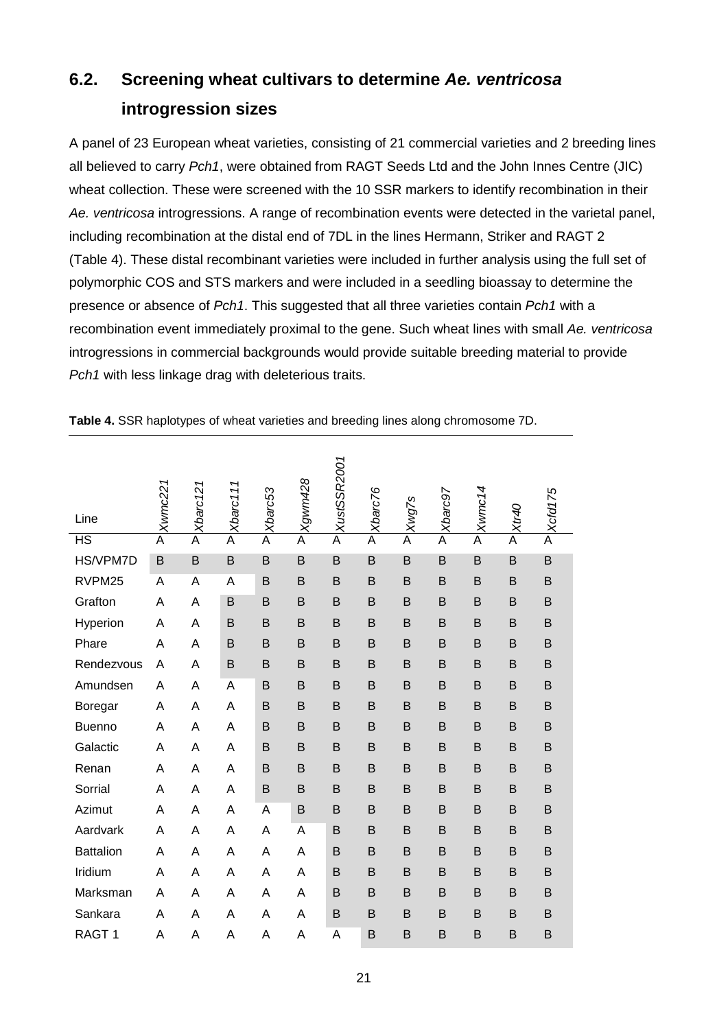## 6.2. Screening wheat cultivars to determine *Ae. ventricosa* introgression sizes

A panel of 23 European wheat varieties, consisting of 21 commercial varieties and 2 breeding lines all believed to carry *Pch1*, were obtained from RAGT Seeds Ltd and the John Innes Centre (JIC) wheat collection. These were screened with the 10 SSR markers to identify recombination in their *Ae. ventricosa* introgressions. A range of recombination events were detected in the varietal panel, including recombination at the distal end of 7DL in the lines Hermann, Striker and RAGT 2 (Table 4). These distal recombinant varieties were included in further analysis using the full set of polymorphic COS and STS markers and were included in a seedling bioassay to determine the presence or absence of *Pch1*. This suggested that all three varieties contain *Pch1* with a recombination event immediately proximal to the gene. Such wheat lines with small *Ae. ventricosa* introgressions in commercial backgrounds would provide suitable breeding material to provide *Pch1* with less linkage drag with deleterious traits.

**Table 4.** SSR haplotypes of wheat varieties and breeding lines along chromosome 7D.

| Line | *Xwmc221* | *Xbarc121* | *Xbarc111* | *Xbarc53* | *Xgwm428* | *XustSSR2001* | *Xbarc76* | *Xwg7s* | *Xbarc97* | *Xwmc14* | *Xtr40* | *Xcfd175* |
|---|---|---|---|---|---|---|---|---|---|---|---|---|
| HS | A | A | A | A | A | A | A | A | A | A | A | A |
| HS/VPM7D | B | B | B | B | B | B | B | B | B | B | B | B |
| RVPM25 | A | A | A | B | B | B | B | B | B | B | B | B |
| Grafton | A | A | B | B | B | B | B | B | B | B | B | B |
| Hyperion | A | A | B | B | B | B | B | B | B | B | B | B |
| Phare | A | A | B | B | B | B | B | B | B | B | B | B |
| Rendezvous | A | A | B | B | B | B | B | B | B | B | B | B |
| Amundsen | A | A | A | B | B | B | B | B | B | B | B | B |
| Boregar | A | A | A | B | B | B | B | B | B | B | B | B |
| Buenno | A | A | A | B | B | B | B | B | B | B | B | B |
| Galactic | A | A | A | B | B | B | B | B | B | B | B | B |
| Renan | A | A | A | B | B | B | B | B | B | B | B | B |
| Sorrial | A | A | A | B | B | B | B | B | B | B | B | B |
| Azimut | A | A | A | A | B | B | B | B | B | B | B | B |
| Aardvark | A | A | A | A | A | B | B | B | B | B | B | B |
| Battalion | A | A | A | A | A | B | B | B | B | B | B | B |
| Iridium | A | A | A | A | A | B | B | B | B | B | B | B |
| Marksman | A | A | A | A | A | B | B | B | B | B | B | B |
| Sankara | A | A | A | A | A | B | B | B | B | B | B | B |
| RAGT 1 | A | A | A | A | A | A | B | B | B | B | B | B |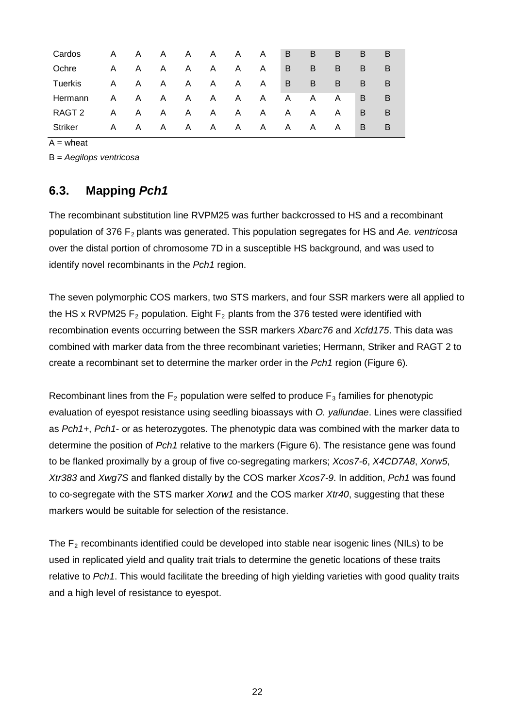| Cardos | A | A | A | A | A | A | A | B | B | B | B | B |
|---|---|---|---|---|---|---|---|---|---|---|---|---|
| Ochre | A | A | A | A | A | A | A | B | B | B | B | B |
| Tuerkis | A | A | A | A | A | A | A | B | B | B | B | B |
| Hermann | A | A | A | A | A | A | A | A | A | A | B | B |
| RAGT 2 | A | A | A | A | A | A | A | A | A | A | B | B |
| Striker | A | A | A | A | A | A | A | A | A | A | B | B |

A = wheat

B = *Aegilops ventricosa*

## 6.3. Mapping *Pch1*

The recombinant substitution line RVPM25 was further backcrossed to HS and a recombinant population of 376 $F_2$ plants was generated. This population segregates for HS and *Ae. ventricosa* over the distal portion of chromosome 7D in a susceptible HS background, and was used to identify novel recombinants in the *Pch1* region.

The seven polymorphic COS markers, two STS markers, and four SSR markers were all applied to the HS x RVPM25 $F_2$ population. Eight $F_2$ plants from the 376 tested were identified with recombination events occurring between the SSR markers *Xbarc76* and *Xcfd175*. This data was combined with marker data from the three recombinant varieties; Hermann, Striker and RAGT 2 to create a recombinant set to determine the marker order in the *Pch1* region (Figure 6).

Recombinant lines from the $F_2$ population were selfed to produce $F_3$ families for phenotypic evaluation of eyespot resistance using seedling bioassays with *O. yallundae*. Lines were classified as *Pch1+*, *Pch1-* or as heterozygotes. The phenotypic data was combined with the marker data to determine the position of *Pch1* relative to the markers (Figure 6). The resistance gene was found to be flanked proximally by a group of five co-segregating markers; *Xcos7-6*, *X4CD7A8*, *Xorw5*, *Xtr383* and *Xwg7S* and flanked distally by the COS marker *Xcos7-9*. In addition, *Pch1* was found to co-segregate with the STS marker *Xorw1* and the COS marker *Xtr40*, suggesting that these markers would be suitable for selection of the resistance.

The $F_2$ recombinants identified could be developed into stable near isogenic lines (NILs) to be used in replicated yield and quality trait trials to determine the genetic locations of these traits relative to *Pch1*. This would facilitate the breeding of high yielding varieties with good quality traits and a high level of resistance to eyespot.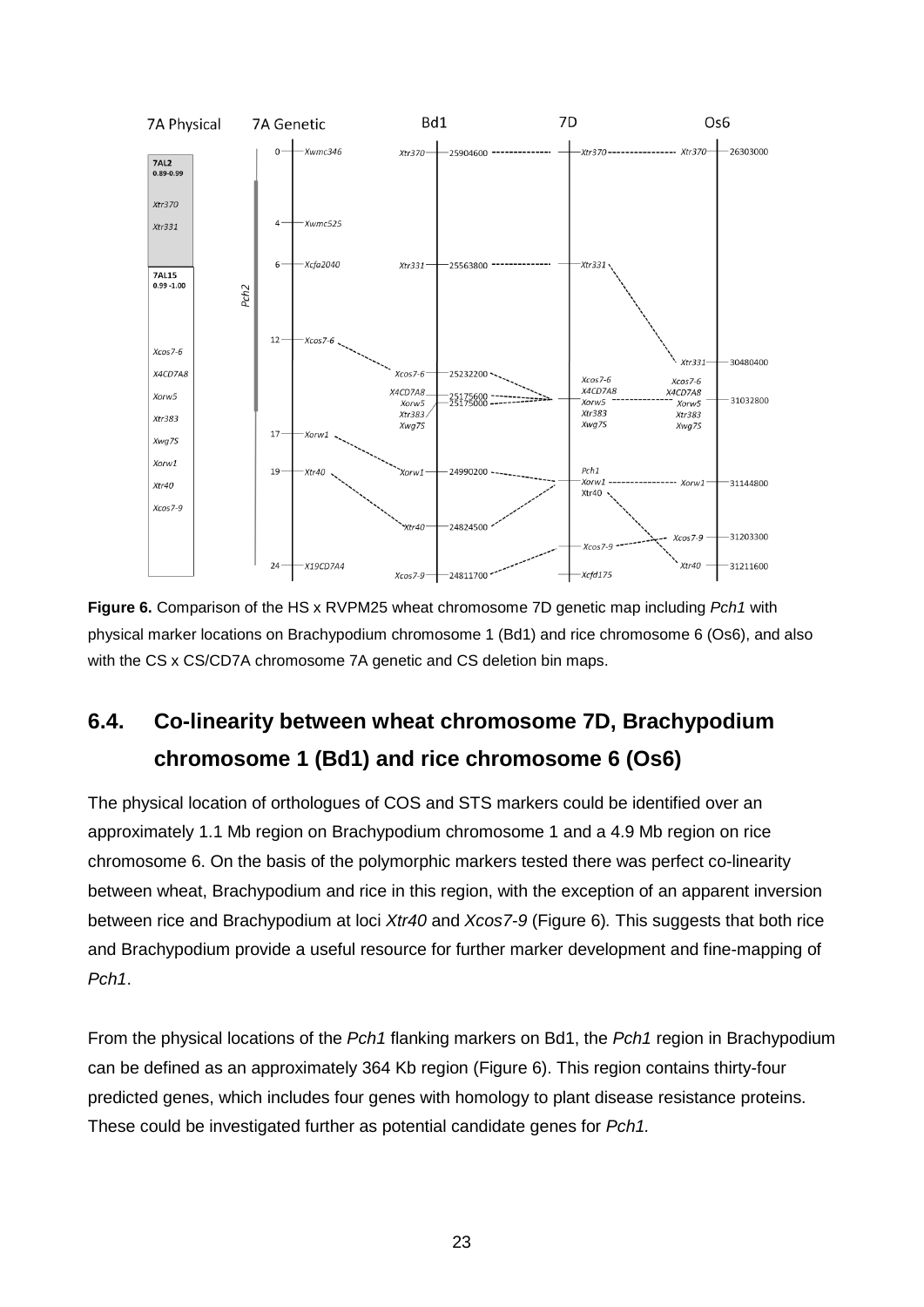**Figure 6.** Comparison of the HS x RVPM25 wheat chromosome 7D genetic map including *Pch1* with physical marker locations on Brachypodium chromosome 1 (Bd1) and rice chromosome 6 (Os6), and also with the CS x CS/CD7A chromosome 7A genetic and CS deletion bin maps.

## 6.4. Co-linearity between wheat chromosome 7D, Brachypodium chromosome 1 (Bd1) and rice chromosome 6 (Os6)

The physical location of orthologues of COS and STS markers could be identified over an approximately 1.1 Mb region on Brachypodium chromosome 1 and a 4.9 Mb region on rice chromosome 6. On the basis of the polymorphic markers tested there was perfect co-linearity between wheat, Brachypodium and rice in this region, with the exception of an apparent inversion between rice and Brachypodium at loci *Xtr40* and *Xcos7-9* (Figure 6). This suggests that both rice and Brachypodium provide a useful resource for further marker development and fine-mapping of *Pch1*.

From the physical locations of the *Pch1* flanking markers on Bd1, the *Pch1* region in Brachypodium can be defined as an approximately 364 Kb region (Figure 6). This region contains thirty-four predicted genes, which includes four genes with homology to plant disease resistance proteins. These could be investigated further as potential candidate genes for *Pch1.*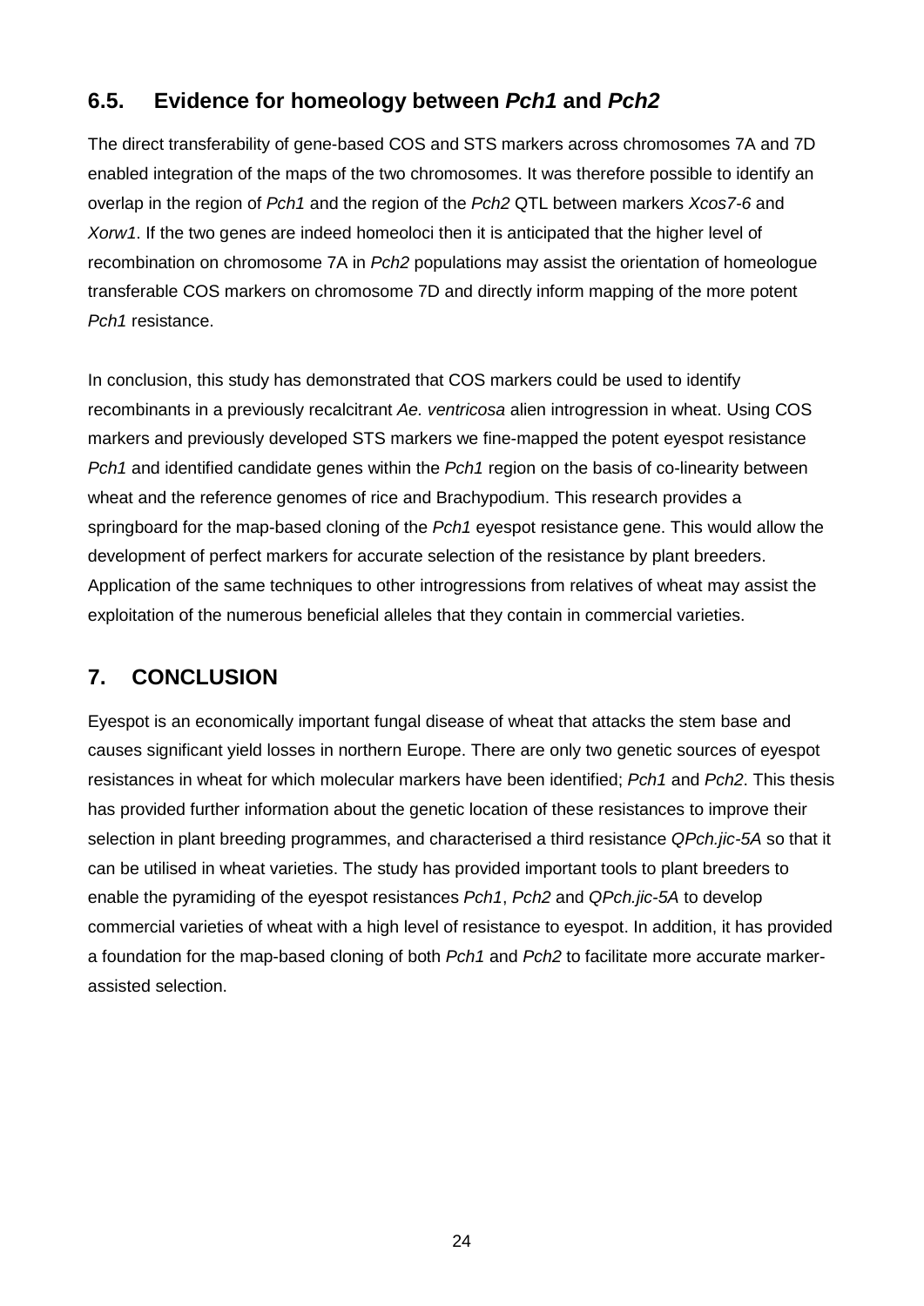## 6.5. Evidence for homeology between *Pch1* and *Pch2*

The direct transferability of gene-based COS and STS markers across chromosomes 7A and 7D enabled integration of the maps of the two chromosomes. It was therefore possible to identify an overlap in the region of *Pch1* and the region of the *Pch2* QTL between markers *Xcos7-6* and *Xorw1*. If the two genes are indeed homeoloci then it is anticipated that the higher level of recombination on chromosome 7A in *Pch2* populations may assist the orientation of homeologue transferable COS markers on chromosome 7D and directly inform mapping of the more potent *Pch1* resistance.

In conclusion, this study has demonstrated that COS markers could be used to identify recombinants in a previously recalcitrant *Ae. ventricosa* alien introgression in wheat. Using COS markers and previously developed STS markers we fine-mapped the potent eyespot resistance *Pch1* and identified candidate genes within the *Pch1* region on the basis of co-linearity between wheat and the reference genomes of rice and Brachypodium. This research provides a springboard for the map-based cloning of the *Pch1* eyespot resistance gene. This would allow the development of perfect markers for accurate selection of the resistance by plant breeders. Application of the same techniques to other introgressions from relatives of wheat may assist the exploitation of the numerous beneficial alleles that they contain in commercial varieties.

# 7. CONCLUSION

Eyespot is an economically important fungal disease of wheat that attacks the stem base and causes significant yield losses in northern Europe. There are only two genetic sources of eyespot resistances in wheat for which molecular markers have been identified; *Pch1* and *Pch2*. This thesis has provided further information about the genetic location of these resistances to improve their selection in plant breeding programmes, and characterised a third resistance *QPch.jic-5A* so that it can be utilised in wheat varieties. The study has provided important tools to plant breeders to enable the pyramiding of the eyespot resistances *Pch1*, *Pch2* and *QPch.jic-5A* to develop commercial varieties of wheat with a high level of resistance to eyespot. In addition, it has provided a foundation for the map-based cloning of both *Pch1* and *Pch2* to facilitate more accurate marker-assisted selection.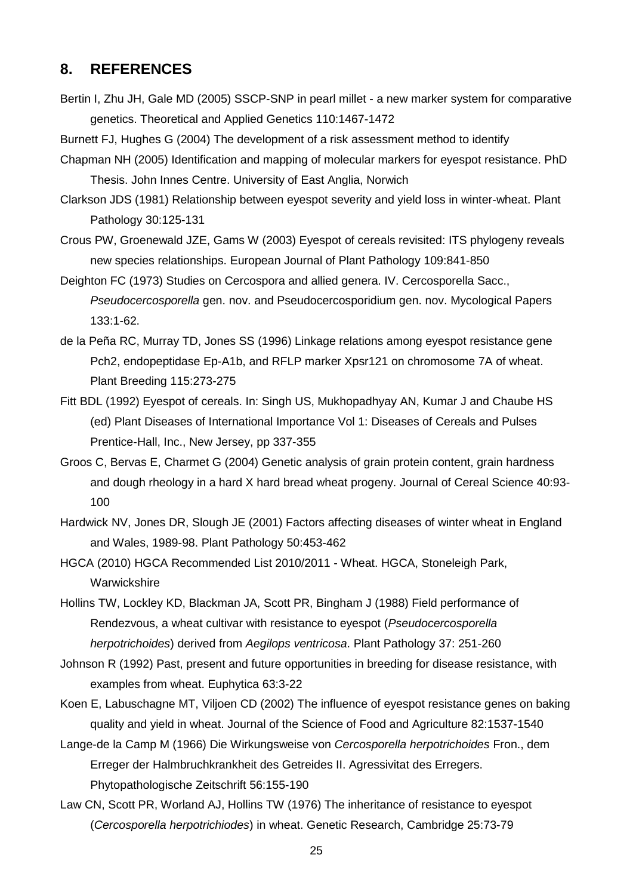## 8. REFERENCES

Bertin I, Zhu JH, Gale MD (2005) SSCP-SNP in pearl millet - a new marker system for comparative genetics. Theoretical and Applied Genetics 110:1467-1472

Burnett FJ, Hughes G (2004) The development of a risk assessment method to identify

Chapman NH (2005) Identification and mapping of molecular markers for eyespot resistance. PhD Thesis. John Innes Centre. University of East Anglia, Norwich

Clarkson JDS (1981) Relationship between eyespot severity and yield loss in winter-wheat. Plant Pathology 30:125-131

Crous PW, Groenewald JZE, Gams W (2003) Eyespot of cereals revisited: ITS phylogeny reveals new species relationships. European Journal of Plant Pathology 109:841-850

Deighton FC (1973) Studies on Cercospora and allied genera. IV. Cercosporella Sacc., *Pseudocercosporella* gen. nov. and Pseudocercosporidium gen. nov. Mycological Papers 133:1-62.

de la Peña RC, Murray TD, Jones SS (1996) Linkage relations among eyespot resistance gene Pch2, endopeptidase Ep-A1b, and RFLP marker Xpsr121 on chromosome 7A of wheat. Plant Breeding 115:273-275

Fitt BDL (1992) Eyespot of cereals. In: Singh US, Mukhopadhyay AN, Kumar J and Chaube HS (ed) Plant Diseases of International Importance Vol 1: Diseases of Cereals and Pulses Prentice-Hall, Inc., New Jersey, pp 337-355

Groos C, Bervas E, Charmet G (2004) Genetic analysis of grain protein content, grain hardness and dough rheology in a hard X hard bread wheat progeny. Journal of Cereal Science 40:93-100

Hardwick NV, Jones DR, Slough JE (2001) Factors affecting diseases of winter wheat in England and Wales, 1989-98. Plant Pathology 50:453-462

HGCA (2010) HGCA Recommended List 2010/2011 - Wheat. HGCA, Stoneleigh Park, Warwickshire

Hollins TW, Lockley KD, Blackman JA, Scott PR, Bingham J (1988) Field performance of Rendezvous, a wheat cultivar with resistance to eyespot (*Pseudocercosporella herpotrichoides*) derived from *Aegilops ventricosa*. Plant Pathology 37: 251-260

Johnson R (1992) Past, present and future opportunities in breeding for disease resistance, with examples from wheat. Euphytica 63:3-22

Koen E, Labuschagne MT, Viljoen CD (2002) The influence of eyespot resistance genes on baking quality and yield in wheat. Journal of the Science of Food and Agriculture 82:1537-1540

Lange-de la Camp M (1966) Die Wirkungsweise von *Cercosporella herpotrichoides* Fron., dem Erreger der Halmbruchkrankheit des Getreides II. Agressivitat des Erregers. Phytopathologische Zeitschrift 56:155-190

Law CN, Scott PR, Worland AJ, Hollins TW (1976) The inheritance of resistance to eyespot (*Cercosporella herpotrichiodes*) in wheat. Genetic Research, Cambridge 25:73-79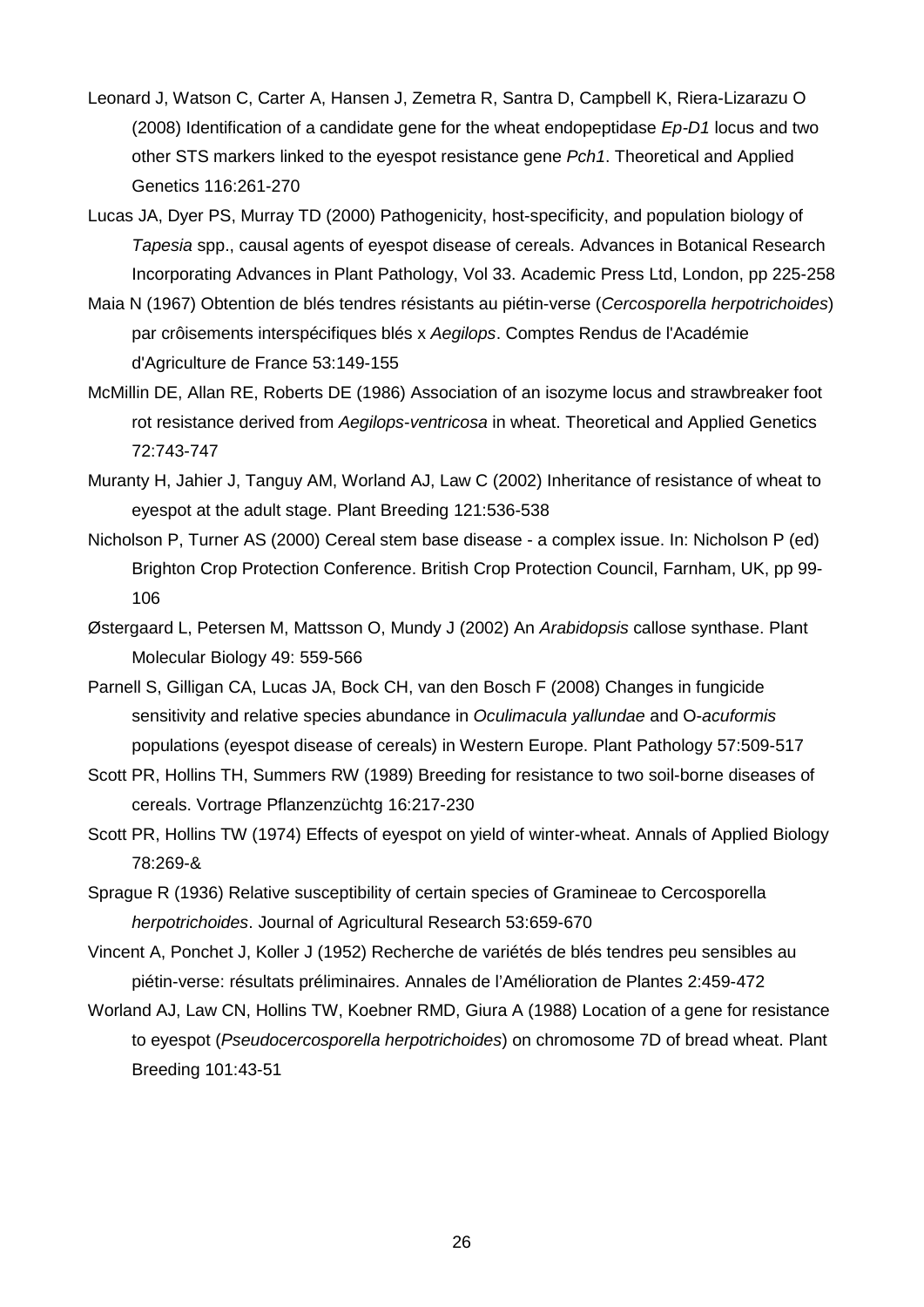Leonard J, Watson C, Carter A, Hansen J, Zemetra R, Santra D, Campbell K, Riera-Lizarazu O (2008) Identification of a candidate gene for the wheat endopeptidase *Ep-D1* locus and two other STS markers linked to the eyespot resistance gene *Pch1*. Theoretical and Applied Genetics 116:261-270

Lucas JA, Dyer PS, Murray TD (2000) Pathogenicity, host-specificity, and population biology of *Tapesia* spp., causal agents of eyespot disease of cereals. Advances in Botanical Research Incorporating Advances in Plant Pathology, Vol 33. Academic Press Ltd, London, pp 225-258

Maia N (1967) Obtention de blés tendres résistants au piétin-verse (*Cercosporella herpotrichoides*) par crôisements interspécifiques blés x *Aegilops*. Comptes Rendus de l'Académie d'Agriculture de France 53:149-155

McMillin DE, Allan RE, Roberts DE (1986) Association of an isozyme locus and strawbreaker foot rot resistance derived from *Aegilops-ventricosa* in wheat. Theoretical and Applied Genetics 72:743-747

Muranty H, Jahier J, Tanguy AM, Worland AJ, Law C (2002) Inheritance of resistance of wheat to eyespot at the adult stage. Plant Breeding 121:536-538

Nicholson P, Turner AS (2000) Cereal stem base disease - a complex issue. In: Nicholson P (ed) Brighton Crop Protection Conference. British Crop Protection Council, Farnham, UK, pp 99-106

Østergaard L, Petersen M, Mattsson O, Mundy J (2002) An *Arabidopsis* callose synthase. Plant Molecular Biology 49: 559-566

Parnell S, Gilligan CA, Lucas JA, Bock CH, van den Bosch F (2008) Changes in fungicide sensitivity and relative species abundance in *Oculimacula yallundae* and O-*acuformis* populations (eyespot disease of cereals) in Western Europe. Plant Pathology 57:509-517

Scott PR, Hollins TH, Summers RW (1989) Breeding for resistance to two soil-borne diseases of cereals. Vortrage Pflanzenzüchtg 16:217-230

Scott PR, Hollins TW (1974) Effects of eyespot on yield of winter-wheat. Annals of Applied Biology 78:269-&

Sprague R (1936) Relative susceptibility of certain species of Gramineae to Cercosporella *herpotrichoides*. Journal of Agricultural Research 53:659-670

Vincent A, Ponchet J, Koller J (1952) Recherche de variétés de blés tendres peu sensibles au piétin-verse: résultats préliminaires. Annales de l'Amélioration de Plantes 2:459-472

Worland AJ, Law CN, Hollins TW, Koebner RMD, Giura A (1988) Location of a gene for resistance to eyespot (*Pseudocercosporella herpotrichoides*) on chromosome 7D of bread wheat. Plant Breeding 101:43-51